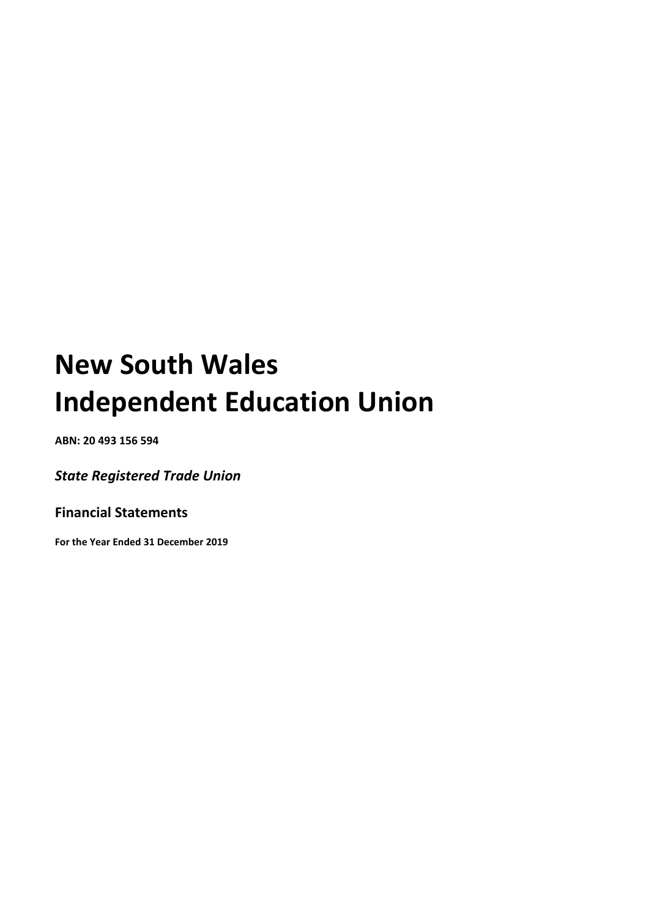# New South Wales Independent Education Union

**ABN: 20 493 156 594**

***State Registered Trade Union***

## Financial Statements

**For the Year Ended 31 December 2019**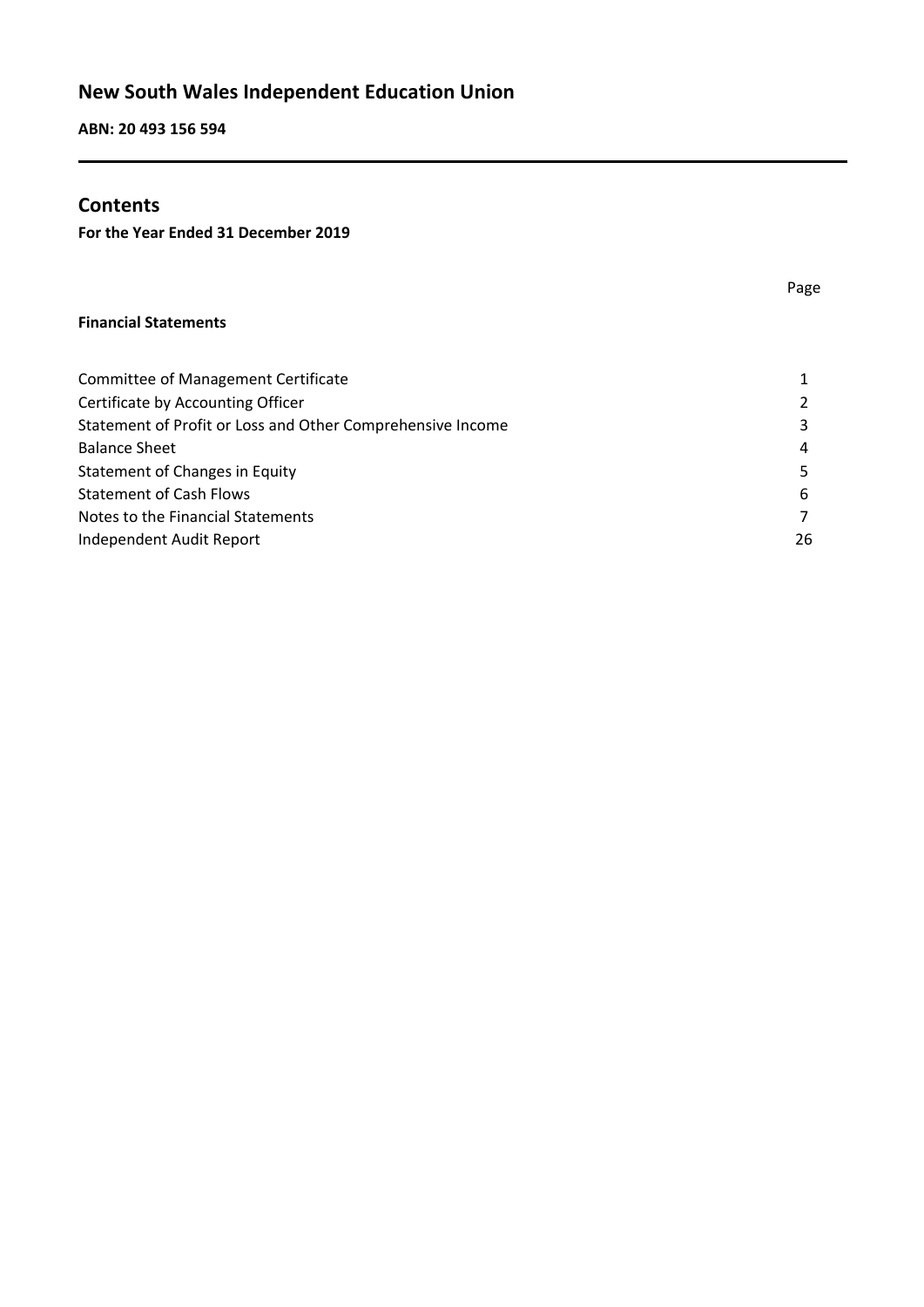# New South Wales Independent Education Union

**ABN: 20 493 156 594**

## Contents

**For the Year Ended 31 December 2019**

| | Page |
|---|---|
| **Financial Statements** | |
| Committee of Management Certificate | 1 |
| Certificate by Accounting Officer | 2 |
| Statement of Profit or Loss and Other Comprehensive Income | 3 |
| Balance Sheet | 4 |
| Statement of Changes in Equity | 5 |
| Statement of Cash Flows | 6 |
| Notes to the Financial Statements | 7 |
| Independent Audit Report | 26 |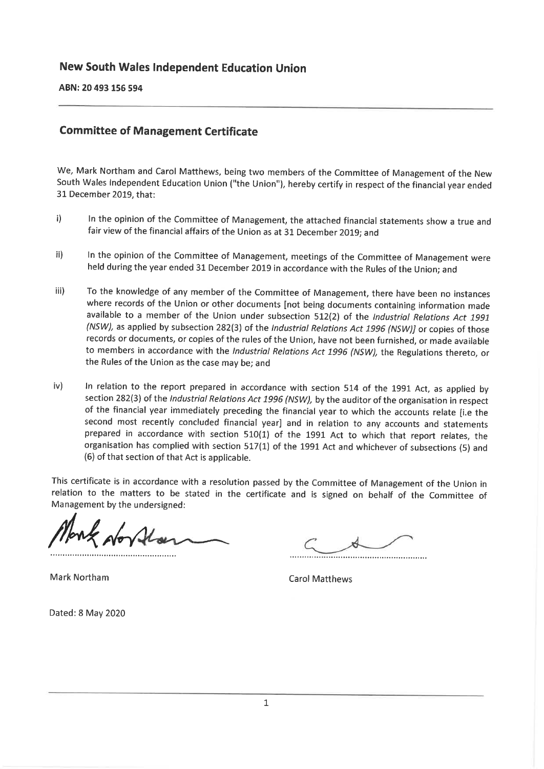## New South Wales Independent Education Union

**ABN: 20 493 156 594**

---

## Committee of Management Certificate

We, Mark Northam and Carol Matthews, being two members of the Committee of Management of the New South Wales Independent Education Union ("the Union"), hereby certify in respect of the financial year ended 31 December 2019, that:

i) In the opinion of the Committee of Management, the attached financial statements show a true and fair view of the financial affairs of the Union as at 31 December 2019; and

ii) In the opinion of the Committee of Management, meetings of the Committee of Management were held during the year ended 31 December 2019 in accordance with the Rules of the Union; and

iii) To the knowledge of any member of the Committee of Management, there have been no instances where records of the Union or other documents [not being documents containing information made available to a member of the Union under subsection 512(2) of the *Industrial Relations Act 1991 (NSW)*, as applied by subsection 282(3) of the *Industrial Relations Act 1996 (NSW)*] or copies of those records or documents, or copies of the rules of the Union, have not been furnished, or made available to members in accordance with the *Industrial Relations Act 1996 (NSW)*, the Regulations thereto, or the Rules of the Union as the case may be; and

iv) In relation to the report prepared in accordance with section 514 of the 1991 Act, as applied by section 282(3) of the *Industrial Relations Act 1996 (NSW)*, by the auditor of the organisation in respect of the financial year immediately preceding the financial year to which the accounts relate [i.e the second most recently concluded financial year] and in relation to any accounts and statements prepared in accordance with section 510(1) of the 1991 Act to which that report relates, the organisation has complied with section 517(1) of the 1991 Act and whichever of subsections (5) and (6) of that section of that Act is applicable.

This certificate is in accordance with a resolution passed by the Committee of Management of the Union in relation to the matters to be stated in the certificate and is signed on behalf of the Committee of Management by the undersigned:

| | |
|---|---|
| ............................................ | ............................................ |
| Mark Northam | Carol Matthews |

Dated: 8 May 2020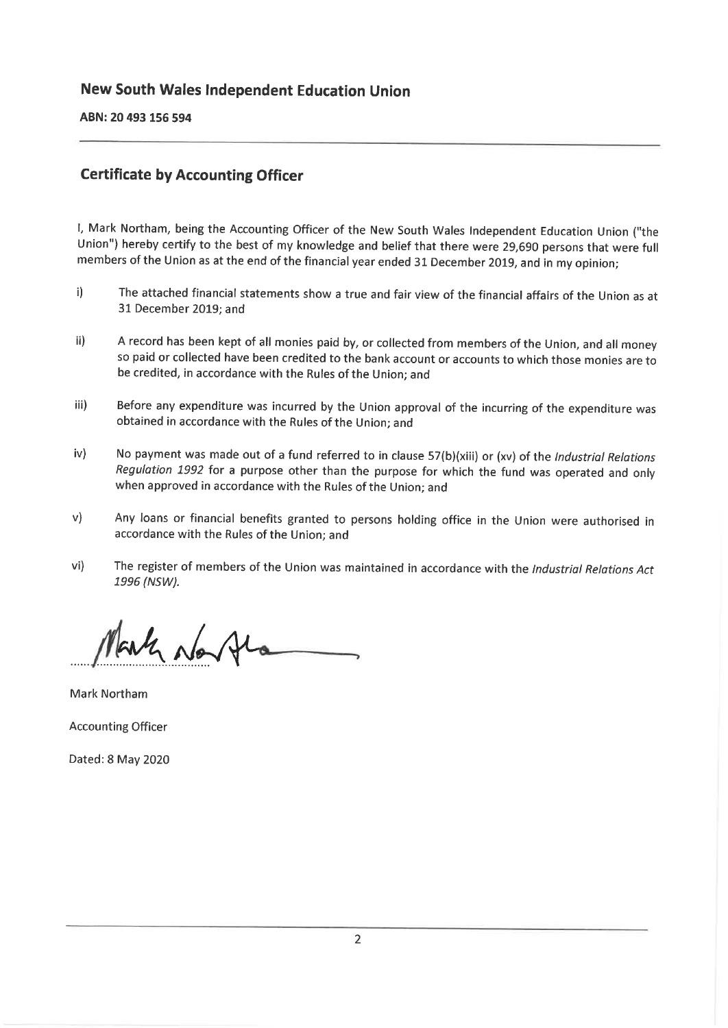## New South Wales Independent Education Union

**ABN: 20 493 156 594**

---

## Certificate by Accounting Officer

I, Mark Northam, being the Accounting Officer of the New South Wales Independent Education Union ("the Union") hereby certify to the best of my knowledge and belief that there were 29,690 persons that were full members of the Union as at the end of the financial year ended 31 December 2019, and in my opinion;

i) The attached financial statements show a true and fair view of the financial affairs of the Union as at 31 December 2019; and

ii) A record has been kept of all monies paid by, or collected from members of the Union, and all money so paid or collected have been credited to the bank account or accounts to which those monies are to be credited, in accordance with the Rules of the Union; and

iii) Before any expenditure was incurred by the Union approval of the incurring of the expenditure was obtained in accordance with the Rules of the Union; and

iv) No payment was made out of a fund referred to in clause 57(b)(xiii) or (xv) of the *Industrial Relations Regulation 1992* for a purpose other than the purpose for which the fund was operated and only when approved in accordance with the Rules of the Union; and

v) Any loans or financial benefits granted to persons holding office in the Union were authorised in accordance with the Rules of the Union; and

vi) The register of members of the Union was maintained in accordance with the *Industrial Relations Act 1996 (NSW).*

Mark Northam

Accounting Officer

Dated: 8 May 2020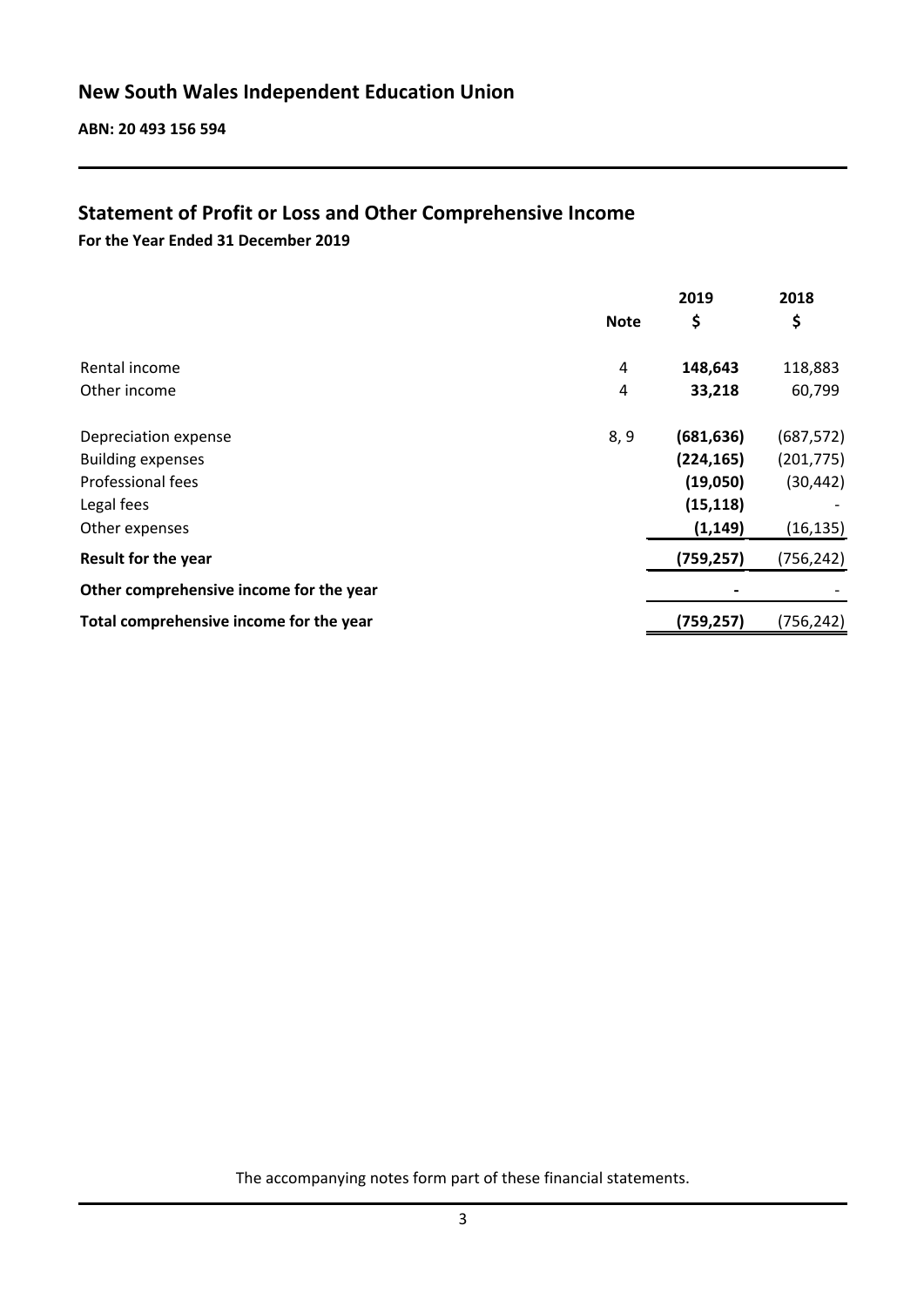# New South Wales Independent Education Union

**ABN: 20 493 156 594**

## Statement of Profit or Loss and Other Comprehensive Income

**For the Year Ended 31 December 2019**

| | Note | 2019<br>$ | 2018<br>$ |
|---|---|---|---|
| Rental income | 4 | **148,643** | 118,883 |
| Other income | 4 | **33,218** | 60,799 |
| Depreciation expense | 8, 9 | **(681,636)** | (687,572) |
| Building expenses | | **(224,165)** | (201,775) |
| Professional fees | | **(19,050)** | (30,442) |
| Legal fees | | **(15,118)** | - |
| Other expenses | | **(1,149)** | (16,135) |
| **Result for the year** | | **(759,257)** | (756,242) |
| **Other comprehensive income for the year** | | **-** | - |
| **Total comprehensive income for the year** | | **(759,257)** | (756,242) |

The accompanying notes form part of these financial statements.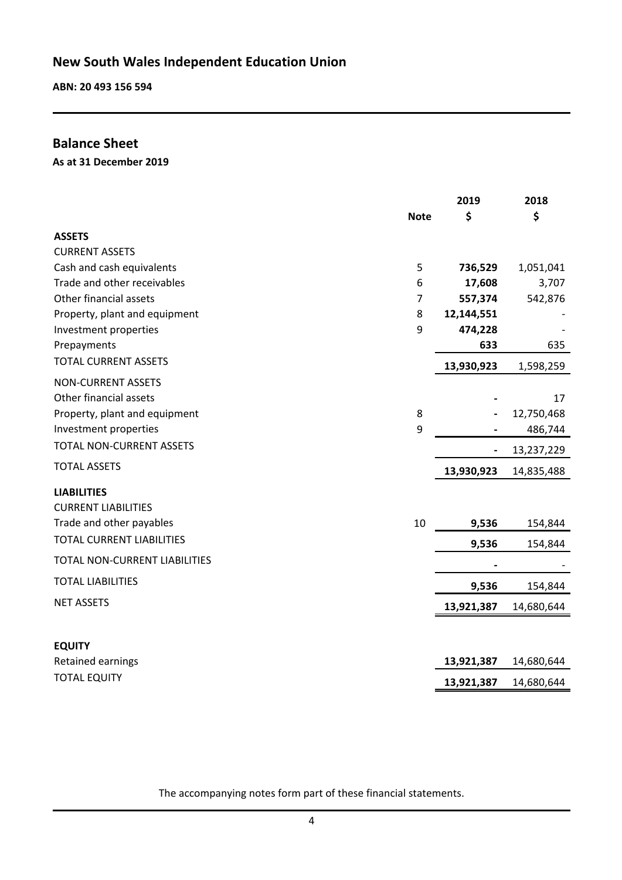# New South Wales Independent Education Union

**ABN: 20 493 156 594**

## Balance Sheet

**As at 31 December 2019**

| | Note | 2019 $ | 2018 $ |
|---|---|---|---|
| **ASSETS** | | | |
| CURRENT ASSETS | | | |
| Cash and cash equivalents | 5 | **736,529** | 1,051,041 |
| Trade and other receivables | 6 | **17,608** | 3,707 |
| Other financial assets | 7 | **557,374** | 542,876 |
| Property, plant and equipment | 8 | **12,144,551** | - |
| Investment properties | 9 | **474,228** | - |
| Prepayments | | **633** | 635 |
| TOTAL CURRENT ASSETS | | **13,930,923** | 1,598,259 |
| NON-CURRENT ASSETS | | | |
| Other financial assets | | **-** | 17 |
| Property, plant and equipment | 8 | **-** | 12,750,468 |
| Investment properties | 9 | **-** | 486,744 |
| TOTAL NON-CURRENT ASSETS | | **-** | 13,237,229 |
| TOTAL ASSETS | | **13,930,923** | 14,835,488 |
| **LIABILITIES** | | | |
| CURRENT LIABILITIES | | | |
| Trade and other payables | 10 | **9,536** | 154,844 |
| TOTAL CURRENT LIABILITIES | | **9,536** | 154,844 |
| TOTAL NON-CURRENT LIABILITIES | | **-** | - |
| TOTAL LIABILITIES | | **9,536** | 154,844 |
| NET ASSETS | | **13,921,387** | 14,680,644 |
| **EQUITY** | | | |
| Retained earnings | | **13,921,387** | 14,680,644 |
| TOTAL EQUITY | | **13,921,387** | 14,680,644 |

The accompanying notes form part of these financial statements.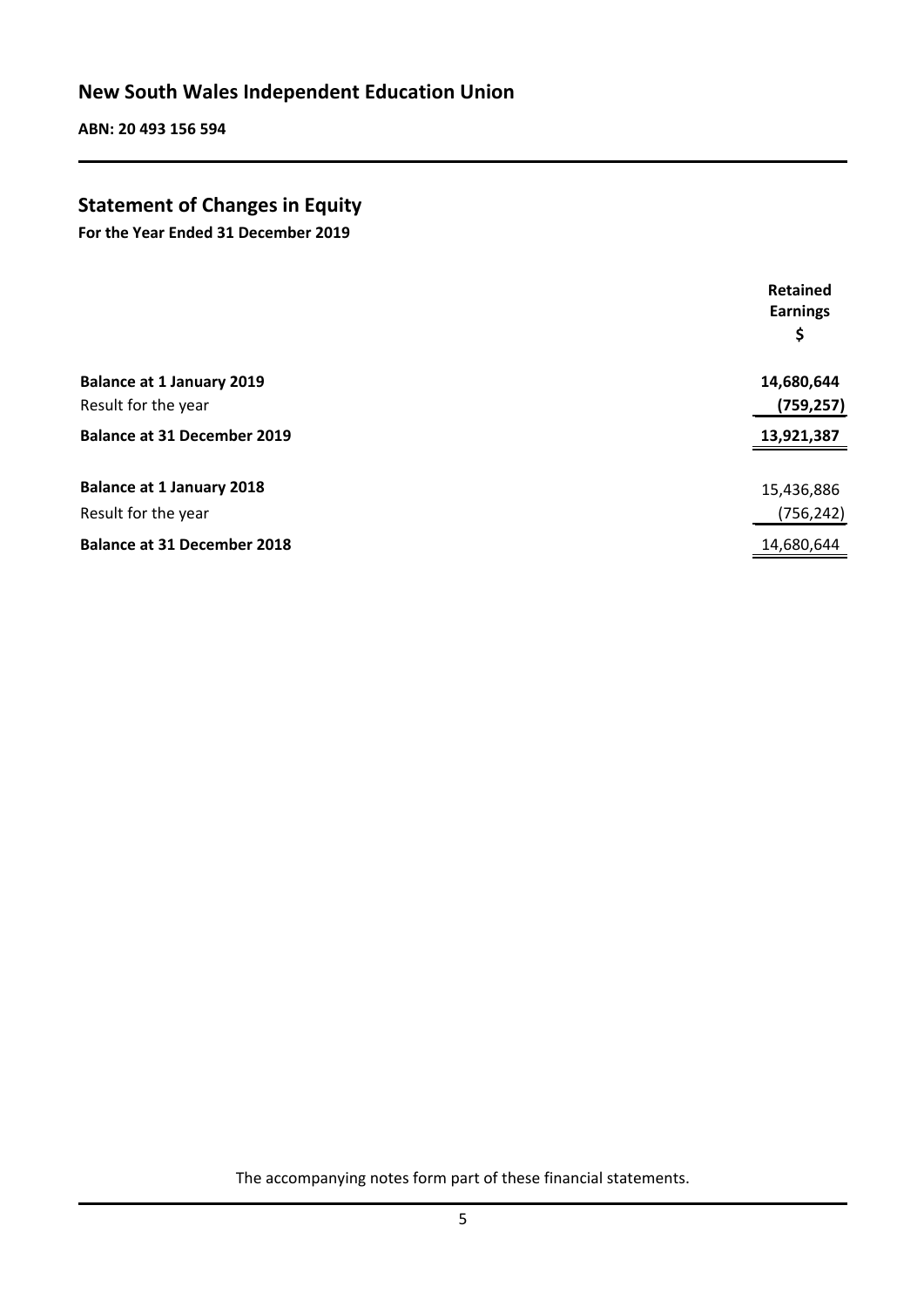# New South Wales Independent Education Union

**ABN: 20 493 156 594**

## Statement of Changes in Equity

**For the Year Ended 31 December 2019**

| | **Retained Earnings** |
|---|---|
| | **$** |
| **Balance at 1 January 2019** | **14,680,644** |
| Result for the year | **(759,257)** |
| **Balance at 31 December 2019** | **13,921,387** |
| | |
| **Balance at 1 January 2018** | 15,436,886 |
| Result for the year | (756,242) |
| **Balance at 31 December 2018** | 14,680,644 |

The accompanying notes form part of these financial statements.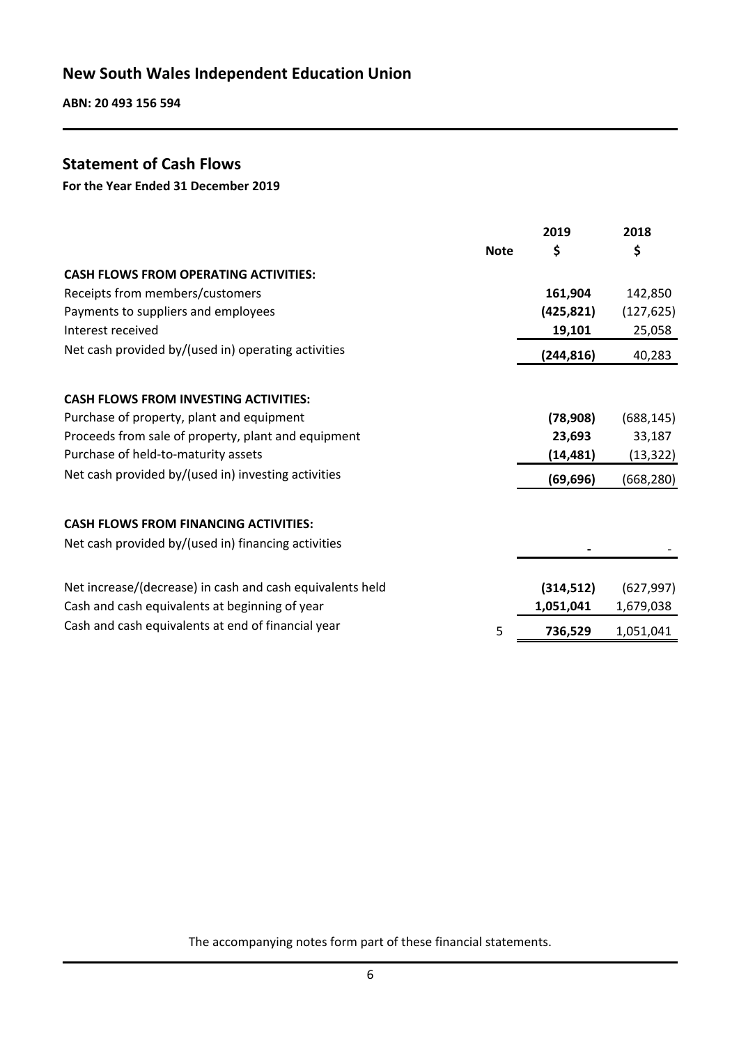# New South Wales Independent Education Union

**ABN: 20 493 156 594**

## Statement of Cash Flows

**For the Year Ended 31 December 2019**

| | Note | 2019 $ | 2018 $ |
|---|---|---|---|
| **CASH FLOWS FROM OPERATING ACTIVITIES:** | | | |
| Receipts from members/customers | | **161,904** | 142,850 |
| Payments to suppliers and employees | | **(425,821)** | (127,625) |
| Interest received | | **19,101** | 25,058 |
| Net cash provided by/(used in) operating activities | | **(244,816)** | 40,283 |
| | | | |
| **CASH FLOWS FROM INVESTING ACTIVITIES:** | | | |
| Purchase of property, plant and equipment | | **(78,908)** | (688,145) |
| Proceeds from sale of property, plant and equipment | | **23,693** | 33,187 |
| Purchase of held-to-maturity assets | | **(14,481)** | (13,322) |
| Net cash provided by/(used in) investing activities | | **(69,696)** | (668,280) |
| | | | |
| **CASH FLOWS FROM FINANCING ACTIVITIES:** | | | |
| Net cash provided by/(used in) financing activities | | **-** | - |
| | | | |
| Net increase/(decrease) in cash and cash equivalents held | | **(314,512)** | (627,997) |
| Cash and cash equivalents at beginning of year | | **1,051,041** | 1,679,038 |
| Cash and cash equivalents at end of financial year | 5 | **736,529** | 1,051,041 |

The accompanying notes form part of these financial statements.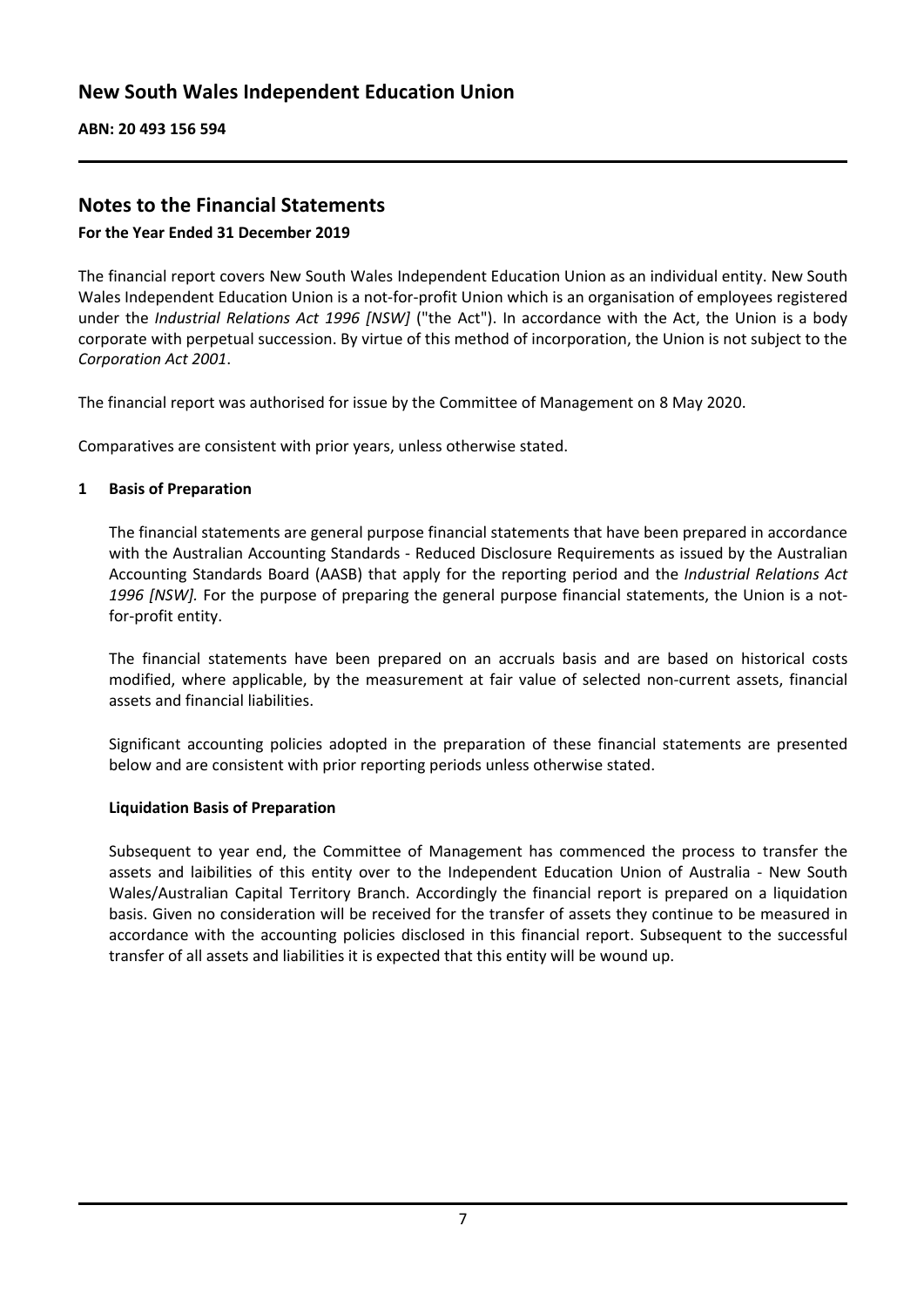# New South Wales Independent Education Union

**ABN: 20 493 156 594**

## Notes to the Financial Statements

**For the Year Ended 31 December 2019**

The financial report covers New South Wales Independent Education Union as an individual entity. New South Wales Independent Education Union is a not-for-profit Union which is an organisation of employees registered under the *Industrial Relations Act 1996 [NSW]* ("the Act"). In accordance with the Act, the Union is a body corporate with perpetual succession. By virtue of this method of incorporation, the Union is not subject to the *Corporation Act 2001*.

The financial report was authorised for issue by the Committee of Management on 8 May 2020.

Comparatives are consistent with prior years, unless otherwise stated.

### 1 Basis of Preparation

The financial statements are general purpose financial statements that have been prepared in accordance with the Australian Accounting Standards - Reduced Disclosure Requirements as issued by the Australian Accounting Standards Board (AASB) that apply for the reporting period and the *Industrial Relations Act 1996 [NSW].* For the purpose of preparing the general purpose financial statements, the Union is a not-for-profit entity.

The financial statements have been prepared on an accruals basis and are based on historical costs modified, where applicable, by the measurement at fair value of selected non-current assets, financial assets and financial liabilities.

Significant accounting policies adopted in the preparation of these financial statements are presented below and are consistent with prior reporting periods unless otherwise stated.

**Liquidation Basis of Preparation**

Subsequent to year end, the Committee of Management has commenced the process to transfer the assets and laibilities of this entity over to the Independent Education Union of Australia - New South Wales/Australian Capital Territory Branch. Accordingly the financial report is prepared on a liquidation basis. Given no consideration will be received for the transfer of assets they continue to be measured in accordance with the accounting policies disclosed in this financial report. Subsequent to the successful transfer of all assets and liabilities it is expected that this entity will be wound up.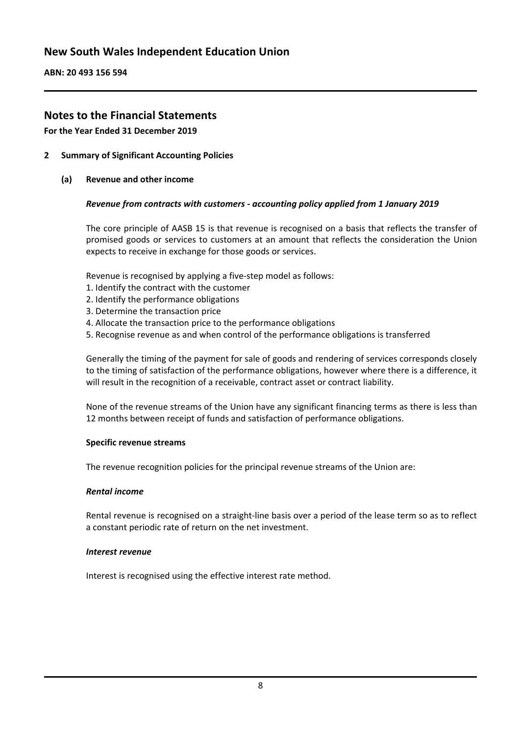# New South Wales Independent Education Union

**ABN: 20 493 156 594**

## Notes to the Financial Statements

**For the Year Ended 31 December 2019**

### 2 Summary of Significant Accounting Policies

#### (a) Revenue and other income

***Revenue from contracts with customers - accounting policy applied from 1 January 2019***

The core principle of AASB 15 is that revenue is recognised on a basis that reflects the transfer of promised goods or services to customers at an amount that reflects the consideration the Union expects to receive in exchange for those goods or services.

Revenue is recognised by applying a five-step model as follows:

1. Identify the contract with the customer
2. Identify the performance obligations
3. Determine the transaction price
4. Allocate the transaction price to the performance obligations
5. Recognise revenue as and when control of the performance obligations is transferred

Generally the timing of the payment for sale of goods and rendering of services corresponds closely to the timing of satisfaction of the performance obligations, however where there is a difference, it will result in the recognition of a receivable, contract asset or contract liability.

None of the revenue streams of the Union have any significant financing terms as there is less than 12 months between receipt of funds and satisfaction of performance obligations.

**Specific revenue streams**

The revenue recognition policies for the principal revenue streams of the Union are:

***Rental income***

Rental revenue is recognised on a straight-line basis over a period of the lease term so as to reflect a constant periodic rate of return on the net investment.

***Interest revenue***

Interest is recognised using the effective interest rate method.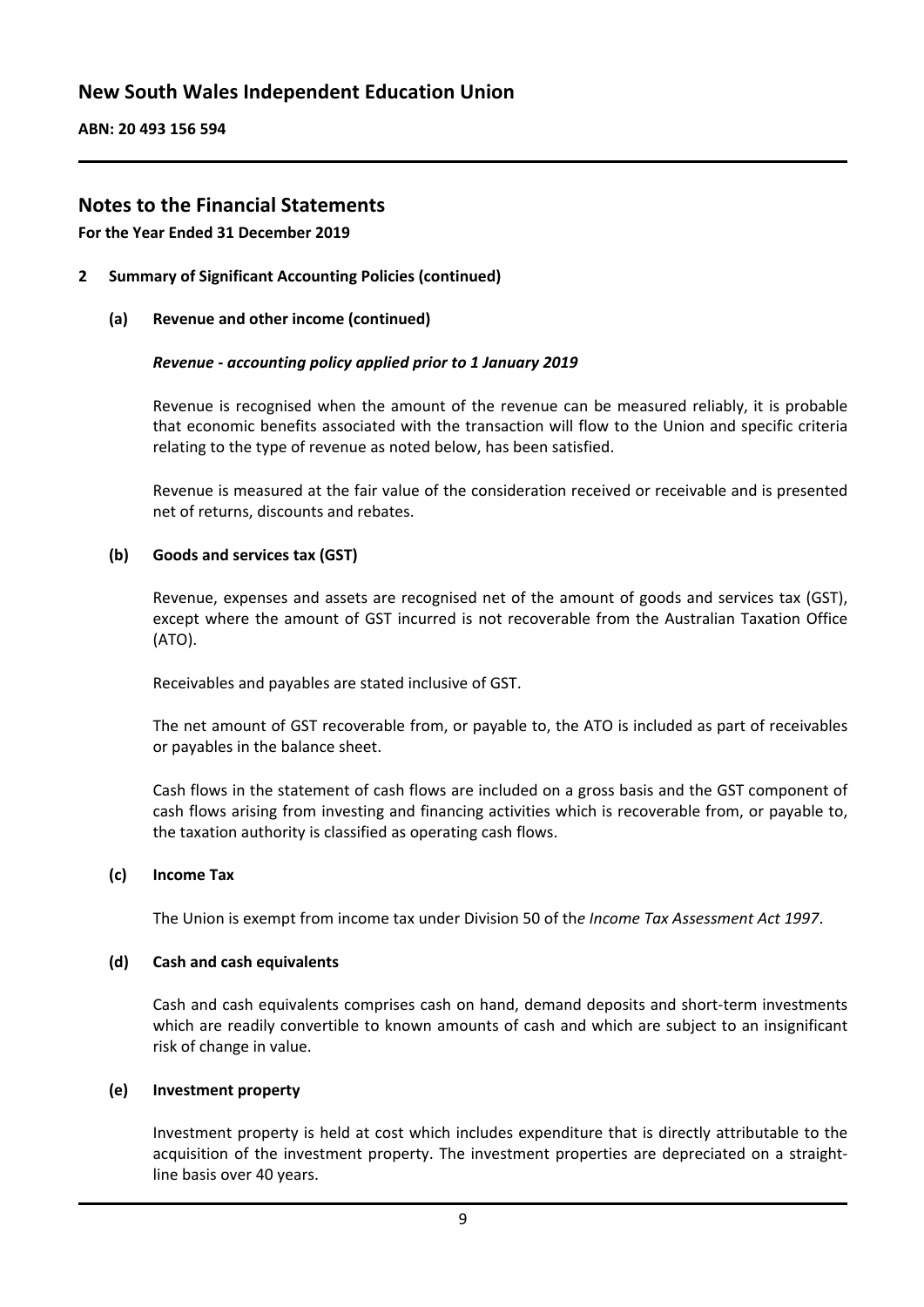## 2 Summary of Significant Accounting Policies (continued)

### (a) Revenue and other income (continued)

***Revenue - accounting policy applied prior to 1 January 2019***

Revenue is recognised when the amount of the revenue can be measured reliably, it is probable that economic benefits associated with the transaction will flow to the Union and specific criteria relating to the type of revenue as noted below, has been satisfied.

Revenue is measured at the fair value of the consideration received or receivable and is presented net of returns, discounts and rebates.

### (b) Goods and services tax (GST)

Revenue, expenses and assets are recognised net of the amount of goods and services tax (GST), except where the amount of GST incurred is not recoverable from the Australian Taxation Office (ATO).

Receivables and payables are stated inclusive of GST.

The net amount of GST recoverable from, or payable to, the ATO is included as part of receivables or payables in the balance sheet.

Cash flows in the statement of cash flows are included on a gross basis and the GST component of cash flows arising from investing and financing activities which is recoverable from, or payable to, the taxation authority is classified as operating cash flows.

### (c) Income Tax

The Union is exempt from income tax under Division 50 of the *Income Tax Assessment Act 1997*.

### (d) Cash and cash equivalents

Cash and cash equivalents comprises cash on hand, demand deposits and short-term investments which are readily convertible to known amounts of cash and which are subject to an insignificant risk of change in value.

### (e) Investment property

Investment property is held at cost which includes expenditure that is directly attributable to the acquisition of the investment property. The investment properties are depreciated on a straight-line basis over 40 years.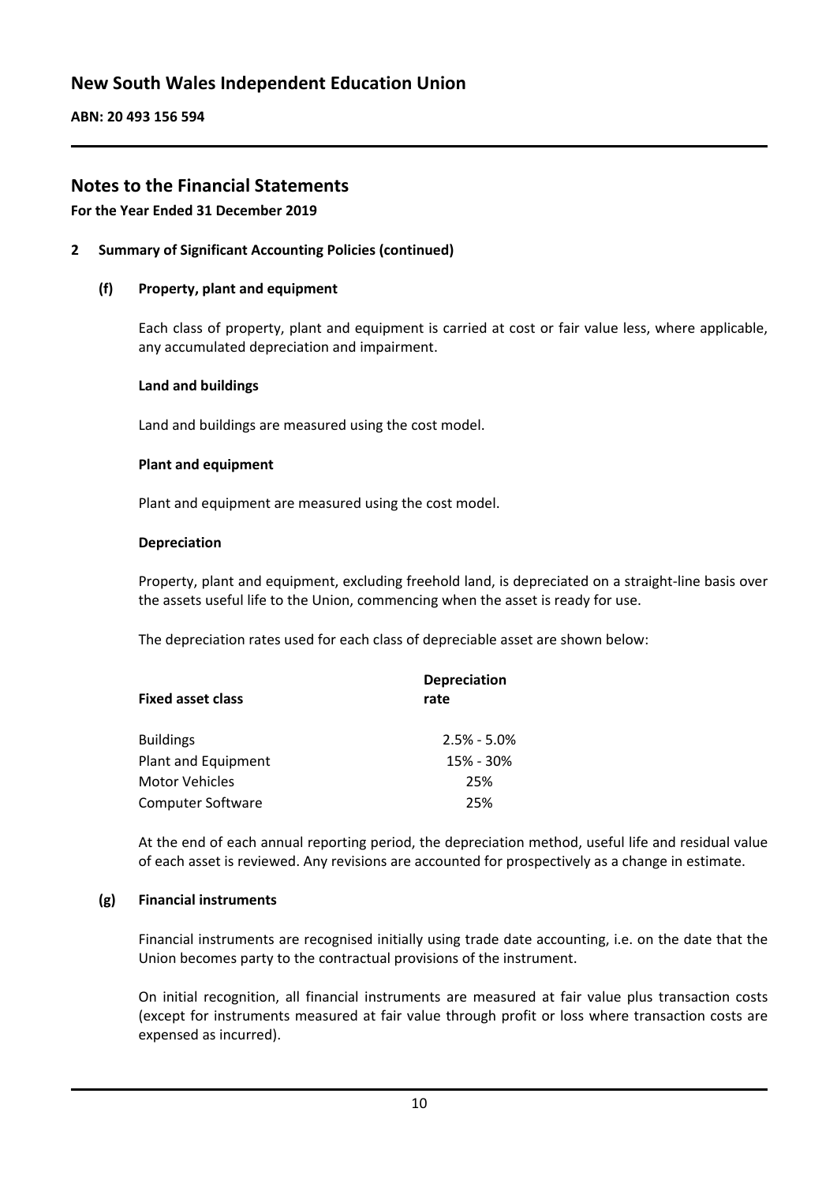## Notes to the Financial Statements

**For the Year Ended 31 December 2019**

### 2 Summary of Significant Accounting Policies (continued)

#### (f) Property, plant and equipment

Each class of property, plant and equipment is carried at cost or fair value less, where applicable, any accumulated depreciation and impairment.

**Land and buildings**

Land and buildings are measured using the cost model.

**Plant and equipment**

Plant and equipment are measured using the cost model.

**Depreciation**

Property, plant and equipment, excluding freehold land, is depreciated on a straight-line basis over the assets useful life to the Union, commencing when the asset is ready for use.

The depreciation rates used for each class of depreciable asset are shown below:

| Fixed asset class | Depreciation rate |
|---|---|
| Buildings | 2.5% - 5.0% |
| Plant and Equipment | 15% - 30% |
| Motor Vehicles | 25% |
| Computer Software | 25% |

At the end of each annual reporting period, the depreciation method, useful life and residual value of each asset is reviewed. Any revisions are accounted for prospectively as a change in estimate.

#### (g) Financial instruments

Financial instruments are recognised initially using trade date accounting, i.e. on the date that the Union becomes party to the contractual provisions of the instrument.

On initial recognition, all financial instruments are measured at fair value plus transaction costs (except for instruments measured at fair value through profit or loss where transaction costs are expensed as incurred).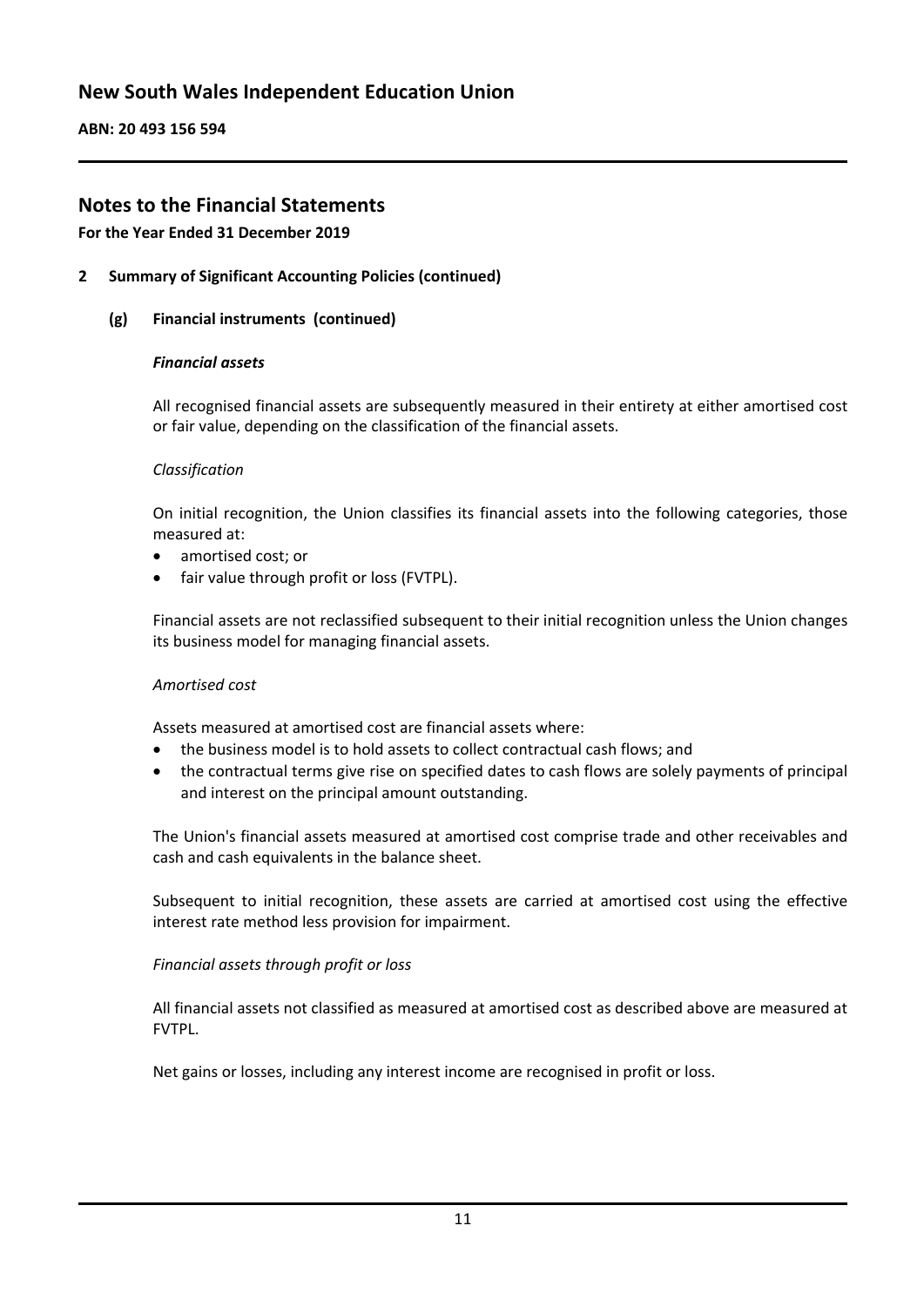## 2 Summary of Significant Accounting Policies (continued)

### (g) Financial instruments (continued)

***Financial assets***

All recognised financial assets are subsequently measured in their entirety at either amortised cost or fair value, depending on the classification of the financial assets.

*Classification*

On initial recognition, the Union classifies its financial assets into the following categories, those measured at:

- amortised cost; or
- fair value through profit or loss (FVTPL).

Financial assets are not reclassified subsequent to their initial recognition unless the Union changes its business model for managing financial assets.

*Amortised cost*

Assets measured at amortised cost are financial assets where:

- the business model is to hold assets to collect contractual cash flows; and
- the contractual terms give rise on specified dates to cash flows are solely payments of principal and interest on the principal amount outstanding.

The Union's financial assets measured at amortised cost comprise trade and other receivables and cash and cash equivalents in the balance sheet.

Subsequent to initial recognition, these assets are carried at amortised cost using the effective interest rate method less provision for impairment.

*Financial assets through profit or loss*

All financial assets not classified as measured at amortised cost as described above are measured at FVTPL.

Net gains or losses, including any interest income are recognised in profit or loss.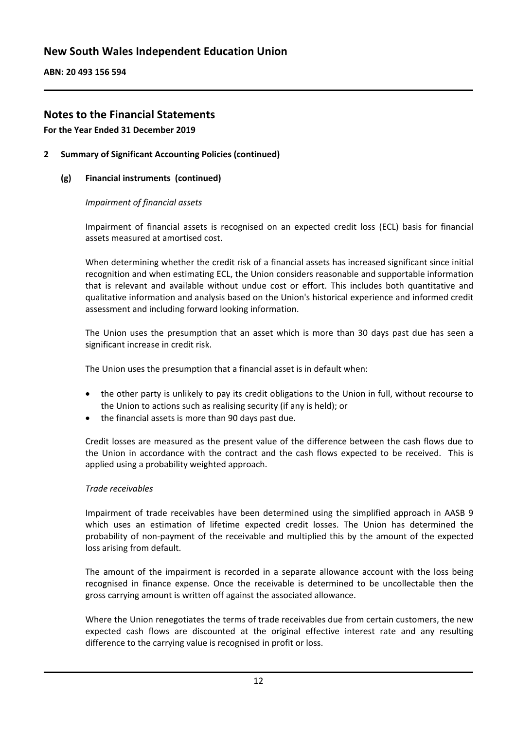## 2 Summary of Significant Accounting Policies (continued)

### (g) Financial instruments (continued)

*Impairment of financial assets*

Impairment of financial assets is recognised on an expected credit loss (ECL) basis for financial assets measured at amortised cost.

When determining whether the credit risk of a financial assets has increased significant since initial recognition and when estimating ECL, the Union considers reasonable and supportable information that is relevant and available without undue cost or effort. This includes both quantitative and qualitative information and analysis based on the Union's historical experience and informed credit assessment and including forward looking information.

The Union uses the presumption that an asset which is more than 30 days past due has seen a significant increase in credit risk.

The Union uses the presumption that a financial asset is in default when:

- the other party is unlikely to pay its credit obligations to the Union in full, without recourse to the Union to actions such as realising security (if any is held); or
- the financial assets is more than 90 days past due.

Credit losses are measured as the present value of the difference between the cash flows due to the Union in accordance with the contract and the cash flows expected to be received. This is applied using a probability weighted approach.

*Trade receivables*

Impairment of trade receivables have been determined using the simplified approach in AASB 9 which uses an estimation of lifetime expected credit losses. The Union has determined the probability of non-payment of the receivable and multiplied this by the amount of the expected loss arising from default.

The amount of the impairment is recorded in a separate allowance account with the loss being recognised in finance expense. Once the receivable is determined to be uncollectable then the gross carrying amount is written off against the associated allowance.

Where the Union renegotiates the terms of trade receivables due from certain customers, the new expected cash flows are discounted at the original effective interest rate and any resulting difference to the carrying value is recognised in profit or loss.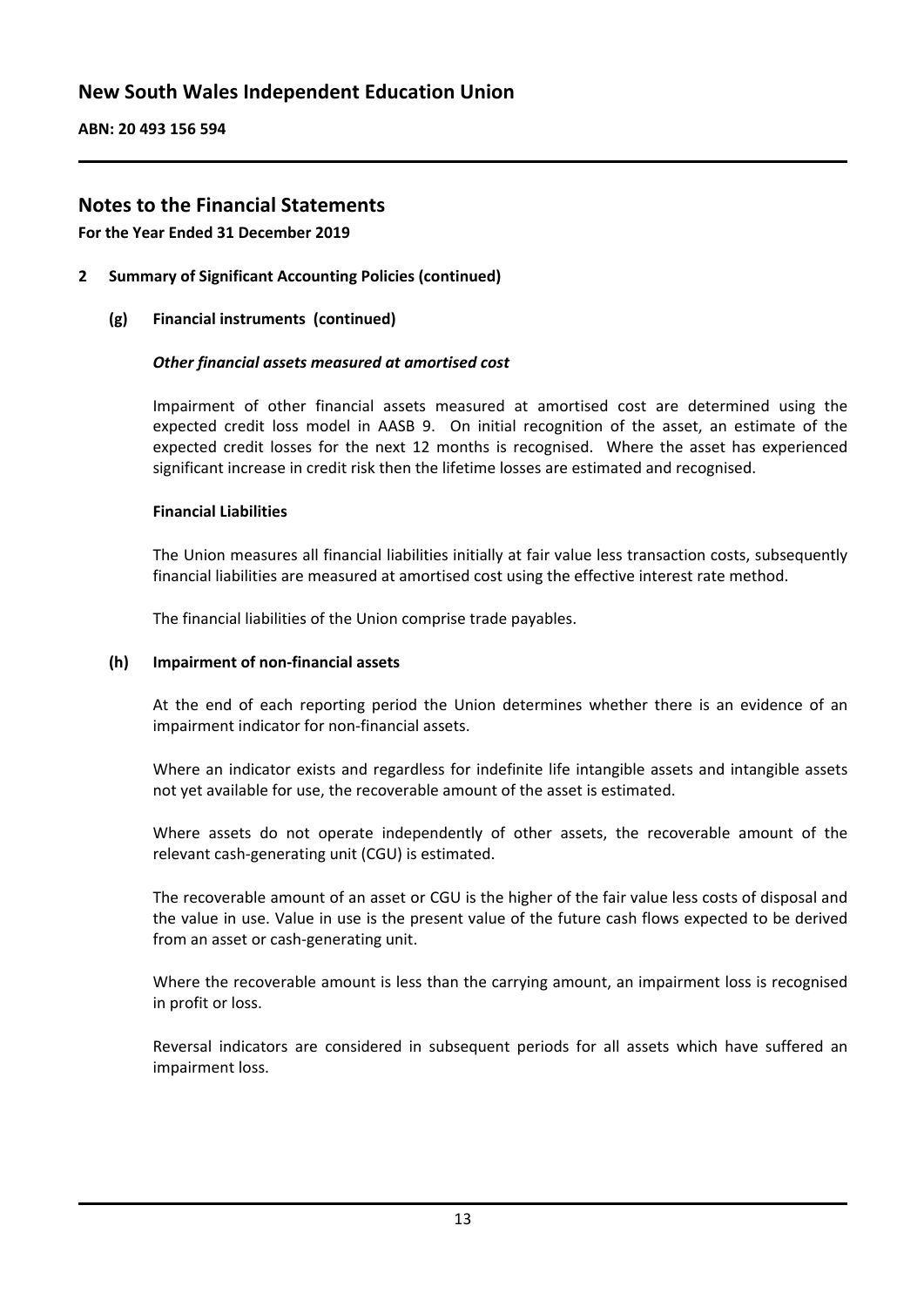## Notes to the Financial Statements

**For the Year Ended 31 December 2019**

### 2 Summary of Significant Accounting Policies (continued)

#### (g) Financial instruments (continued)

***Other financial assets measured at amortised cost***

Impairment of other financial assets measured at amortised cost are determined using the expected credit loss model in AASB 9. On initial recognition of the asset, an estimate of the expected credit losses for the next 12 months is recognised. Where the asset has experienced significant increase in credit risk then the lifetime losses are estimated and recognised.

**Financial Liabilities**

The Union measures all financial liabilities initially at fair value less transaction costs, subsequently financial liabilities are measured at amortised cost using the effective interest rate method.

The financial liabilities of the Union comprise trade payables.

#### (h) Impairment of non-financial assets

At the end of each reporting period the Union determines whether there is an evidence of an impairment indicator for non-financial assets.

Where an indicator exists and regardless for indefinite life intangible assets and intangible assets not yet available for use, the recoverable amount of the asset is estimated.

Where assets do not operate independently of other assets, the recoverable amount of the relevant cash-generating unit (CGU) is estimated.

The recoverable amount of an asset or CGU is the higher of the fair value less costs of disposal and the value in use. Value in use is the present value of the future cash flows expected to be derived from an asset or cash-generating unit.

Where the recoverable amount is less than the carrying amount, an impairment loss is recognised in profit or loss.

Reversal indicators are considered in subsequent periods for all assets which have suffered an impairment loss.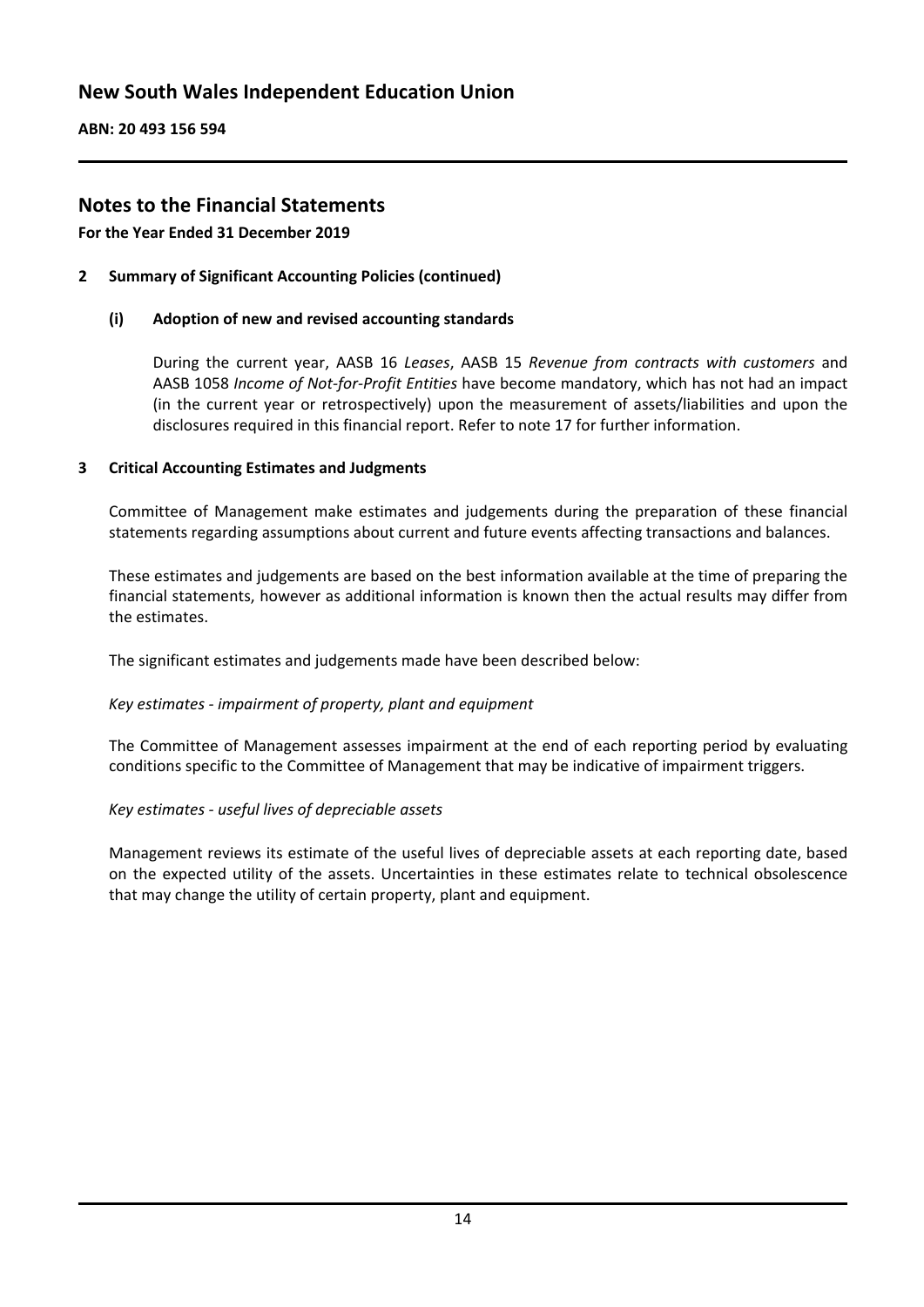## Notes to the Financial Statements

**For the Year Ended 31 December 2019**

### 2 Summary of Significant Accounting Policies (continued)

#### (i) Adoption of new and revised accounting standards

During the current year, AASB 16 *Leases*, AASB 15 *Revenue from contracts with customers* and AASB 1058 *Income of Not-for-Profit Entities* have become mandatory, which has not had an impact (in the current year or retrospectively) upon the measurement of assets/liabilities and upon the disclosures required in this financial report. Refer to note 17 for further information.

### 3 Critical Accounting Estimates and Judgments

Committee of Management make estimates and judgements during the preparation of these financial statements regarding assumptions about current and future events affecting transactions and balances.

These estimates and judgements are based on the best information available at the time of preparing the financial statements, however as additional information is known then the actual results may differ from the estimates.

The significant estimates and judgements made have been described below:

*Key estimates - impairment of property, plant and equipment*

The Committee of Management assesses impairment at the end of each reporting period by evaluating conditions specific to the Committee of Management that may be indicative of impairment triggers.

*Key estimates - useful lives of depreciable assets*

Management reviews its estimate of the useful lives of depreciable assets at each reporting date, based on the expected utility of the assets. Uncertainties in these estimates relate to technical obsolescence that may change the utility of certain property, plant and equipment.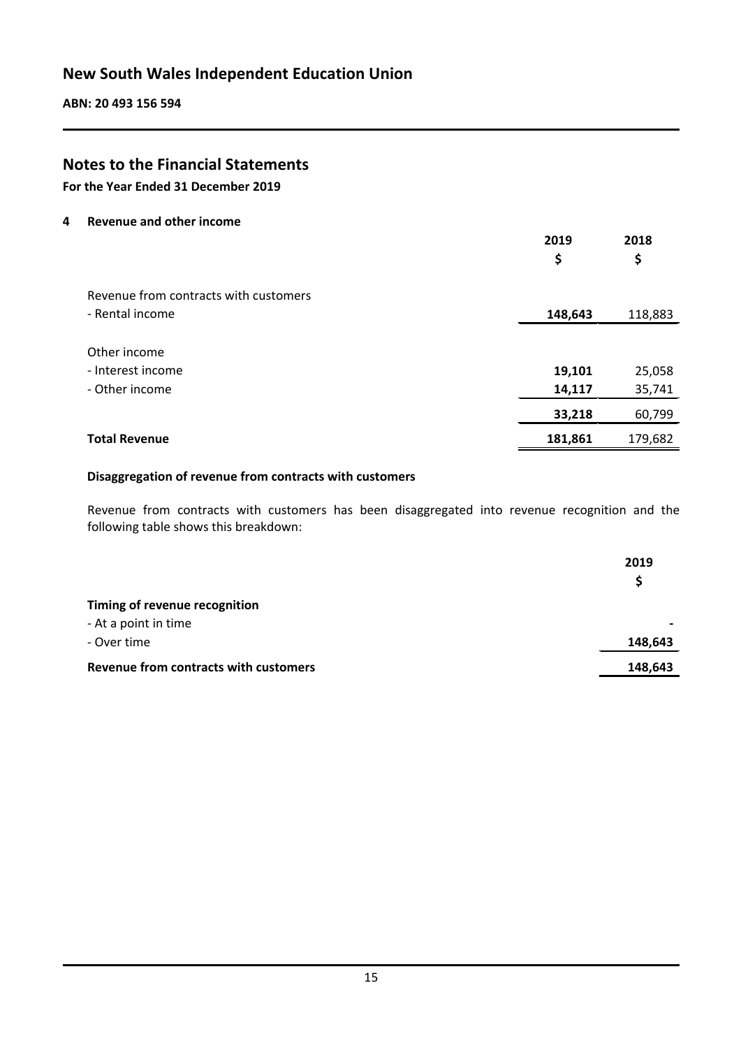## Notes to the Financial Statements

**For the Year Ended 31 December 2019**

### 4 Revenue and other income

| | 2019 | 2018 |
|---|---|---|
| | $ | $ |
| Revenue from contracts with customers | | |
| - Rental income | **148,643** | 118,883 |
| Other income | | |
| - Interest income | **19,101** | 25,058 |
| - Other income | **14,117** | 35,741 |
| | **33,218** | 60,799 |
| **Total Revenue** | **181,861** | 179,682 |

**Disaggregation of revenue from contracts with customers**

Revenue from contracts with customers has been disaggregated into revenue recognition and the following table shows this breakdown:

| | 2019 |
|---|---|
| | $ |
| **Timing of revenue recognition** | |
| - At a point in time | - |
| - Over time | **148,643** |
| **Revenue from contracts with customers** | **148,643** |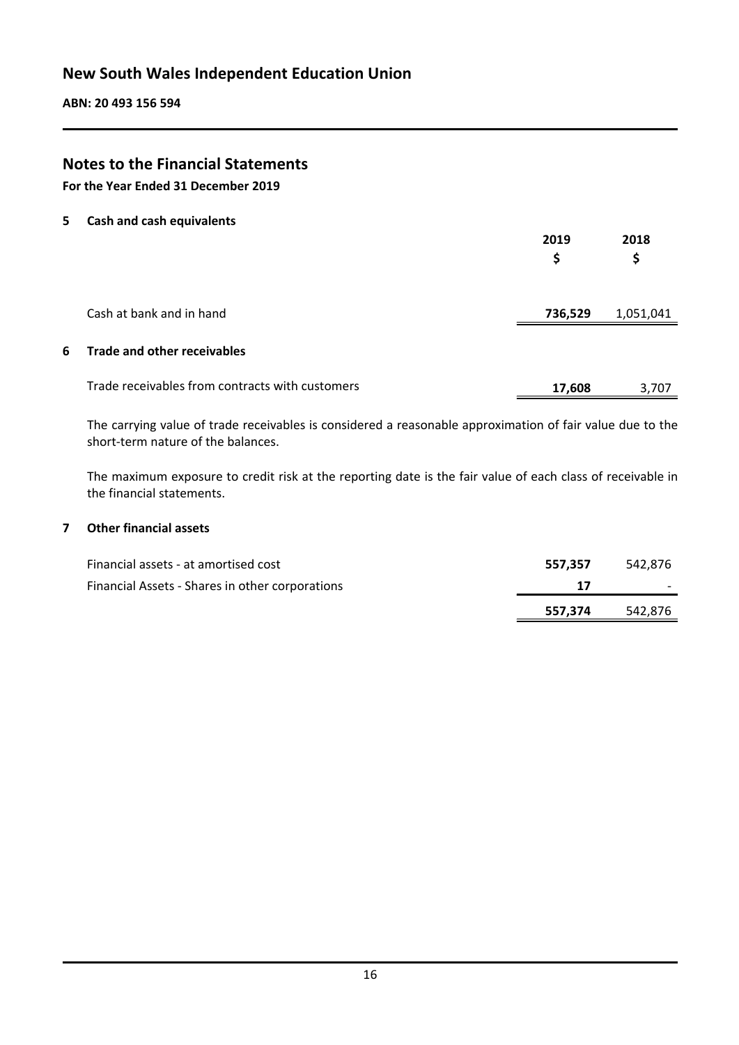# Notes to the Financial Statements

**For the Year Ended 31 December 2019**

## 5 Cash and cash equivalents

| | 2019 $ | 2018 $ |
|---|---|---|
| Cash at bank and in hand | **736,529** | 1,051,041 |

## 6 Trade and other receivables

| | 2019 $ | 2018 $ |
|---|---|---|
| Trade receivables from contracts with customers | **17,608** | 3,707 |

The carrying value of trade receivables is considered a reasonable approximation of fair value due to the short-term nature of the balances.

The maximum exposure to credit risk at the reporting date is the fair value of each class of receivable in the financial statements.

## 7 Other financial assets

| | 2019 $ | 2018 $ |
|---|---|---|
| Financial assets - at amortised cost | **557,357** | 542,876 |
| Financial Assets - Shares in other corporations | **17** | - |
| | **557,374** | 542,876 |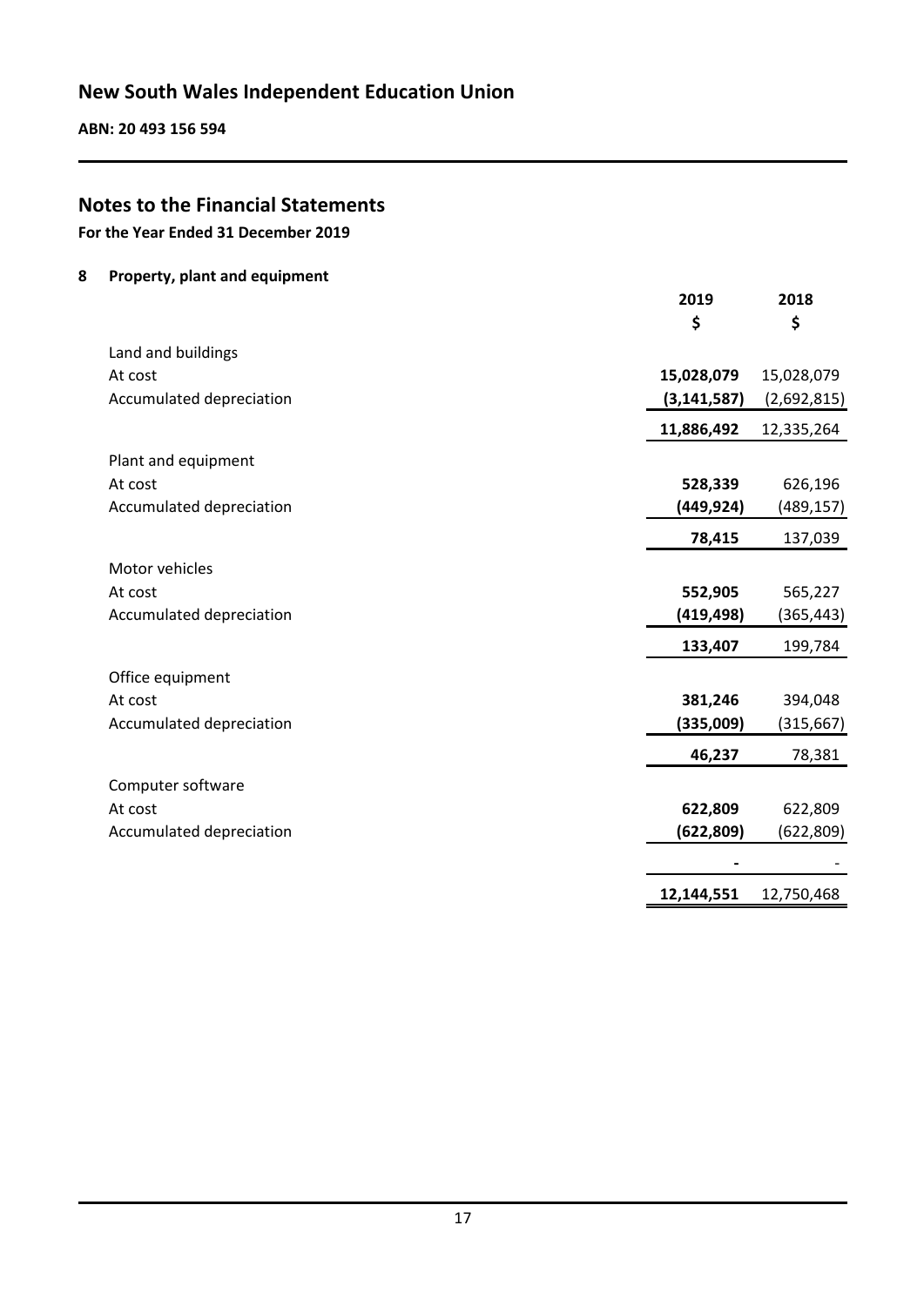# New South Wales Independent Education Union

**ABN: 20 493 156 594**

## Notes to the Financial Statements

**For the Year Ended 31 December 2019**

### 8 Property, plant and equipment

| | 2019 | 2018 |
|---|---|---|
| | $ | $ |
| Land and buildings | | |
| At cost | **15,028,079** | 15,028,079 |
| Accumulated depreciation | **(3,141,587)** | (2,692,815) |
| | **11,886,492** | 12,335,264 |
| Plant and equipment | | |
| At cost | **528,339** | 626,196 |
| Accumulated depreciation | **(449,924)** | (489,157) |
| | **78,415** | 137,039 |
| Motor vehicles | | |
| At cost | **552,905** | 565,227 |
| Accumulated depreciation | **(419,498)** | (365,443) |
| | **133,407** | 199,784 |
| Office equipment | | |
| At cost | **381,246** | 394,048 |
| Accumulated depreciation | **(335,009)** | (315,667) |
| | **46,237** | 78,381 |
| Computer software | | |
| At cost | **622,809** | 622,809 |
| Accumulated depreciation | **(622,809)** | (622,809) |
| | **-** | - |
| | **12,144,551** | 12,750,468 |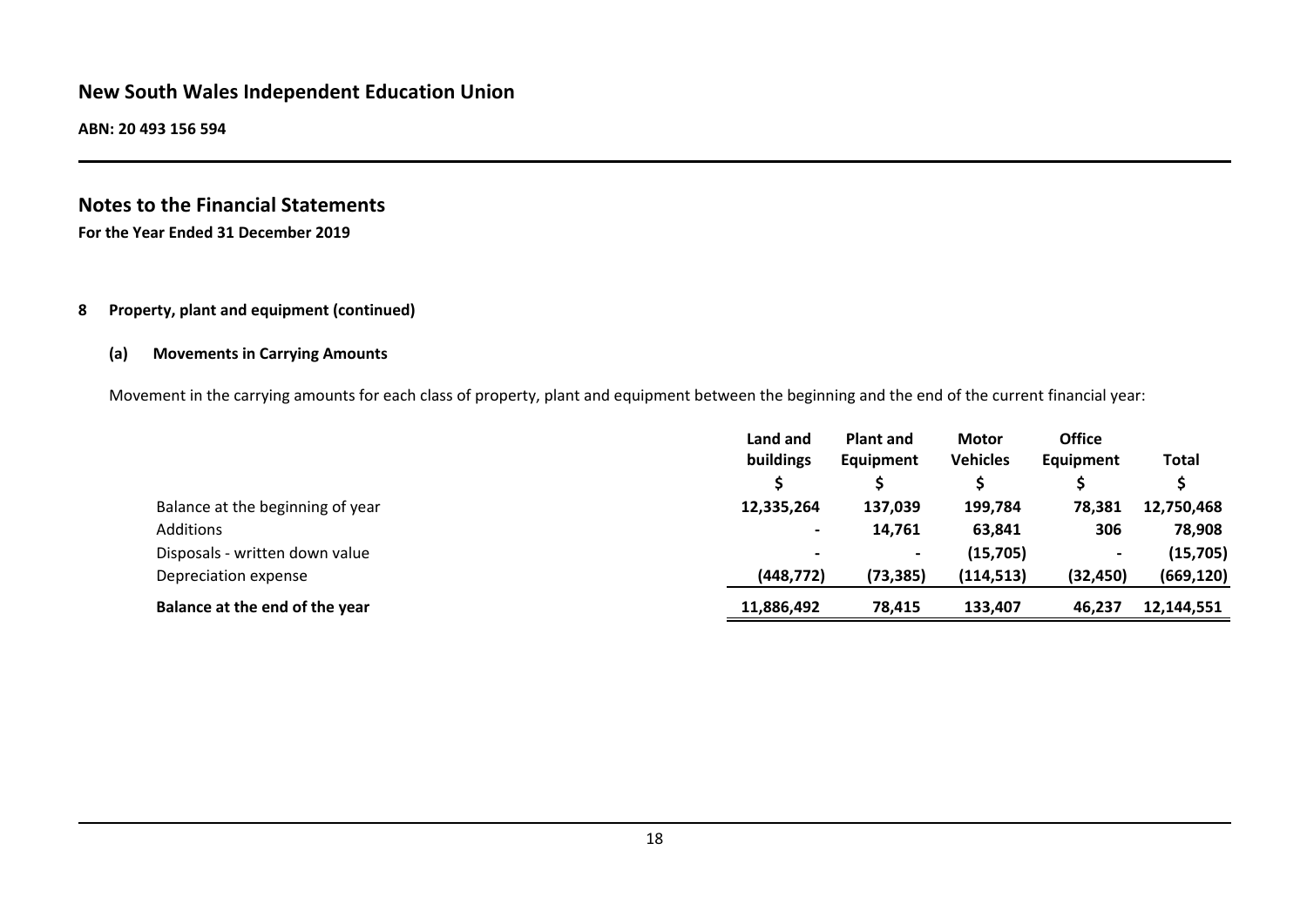# New South Wales Independent Education Union

**ABN: 20 493 156 594**

## Notes to the Financial Statements

**For the Year Ended 31 December 2019**

### 8 Property, plant and equipment (continued)

#### (a) Movements in Carrying Amounts

Movement in the carrying amounts for each class of property, plant and equipment between the beginning and the end of the current financial year:

| | Land and buildings | Plant and Equipment | Motor Vehicles | Office Equipment | Total |
|---|---|---|---|---|---|
| | $ | $ | $ | $ | $ |
| Balance at the beginning of year | 12,335,264 | 137,039 | 199,784 | 78,381 | 12,750,468 |
| Additions | - | 14,761 | 63,841 | 306 | 78,908 |
| Disposals - written down value | - | - | (15,705) | - | (15,705) |
| Depreciation expense | (448,772) | (73,385) | (114,513) | (32,450) | (669,120) |
| **Balance at the end of the year** | **11,886,492** | **78,415** | **133,407** | **46,237** | **12,144,551** |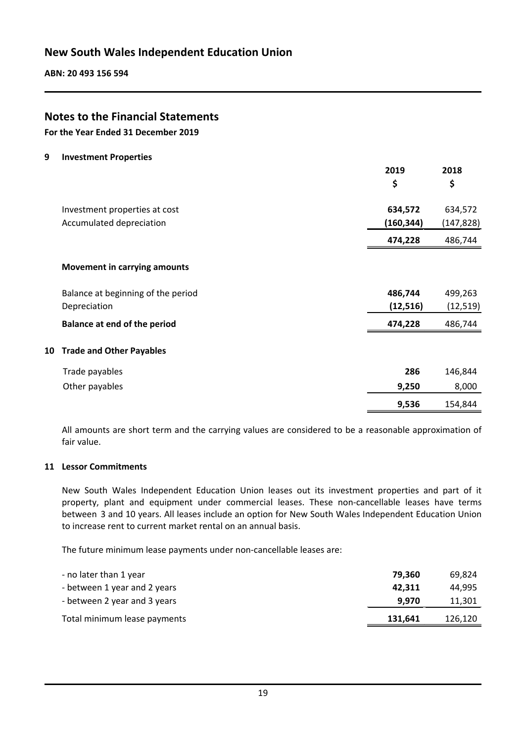## Notes to the Financial Statements

**For the Year Ended 31 December 2019**

### 9 Investment Properties

| | 2019 $ | 2018 $ |
|---|---|---|
| Investment properties at cost | **634,572** | 634,572 |
| Accumulated depreciation | **(160,344)** | (147,828) |
| | **474,228** | 486,744 |

**Movement in carrying amounts**

| | 2019 $ | 2018 $ |
|---|---|---|
| Balance at beginning of the period | **486,744** | 499,263 |
| Depreciation | **(12,516)** | (12,519) |
| **Balance at end of the period** | **474,228** | 486,744 |

### 10 Trade and Other Payables

| | 2019 $ | 2018 $ |
|---|---|---|
| Trade payables | **286** | 146,844 |
| Other payables | **9,250** | 8,000 |
| | **9,536** | 154,844 |

All amounts are short term and the carrying values are considered to be a reasonable approximation of fair value.

### 11 Lessor Commitments

New South Wales Independent Education Union leases out its investment properties and part of it property, plant and equipment under commercial leases. These non-cancellable leases have terms between 3 and 10 years. All leases include an option for New South Wales Independent Education Union to increase rent to current market rental on an annual basis.

The future minimum lease payments under non-cancellable leases are:

| | 2019 $ | 2018 $ |
|---|---|---|
| - no later than 1 year | **79,360** | 69,824 |
| - between 1 year and 2 years | **42,311** | 44,995 |
| - between 2 year and 3 years | **9,970** | 11,301 |
| Total minimum lease payments | **131,641** | 126,120 |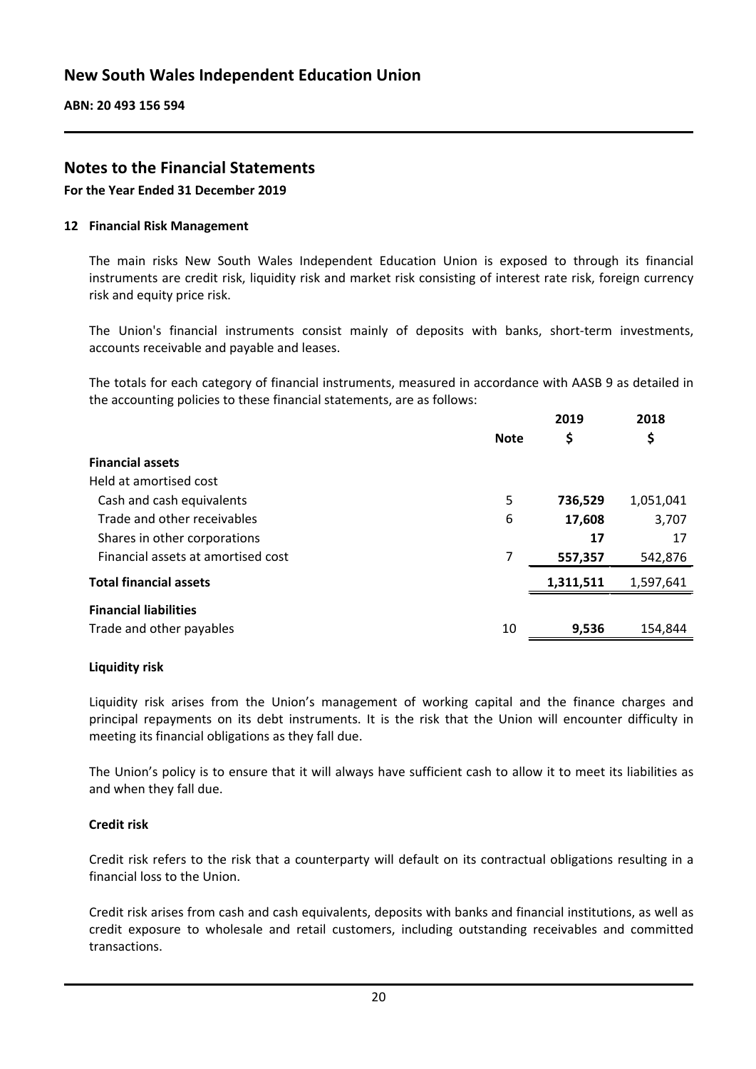## Notes to the Financial Statements

**For the Year Ended 31 December 2019**

### 12 Financial Risk Management

The main risks New South Wales Independent Education Union is exposed to through its financial instruments are credit risk, liquidity risk and market risk consisting of interest rate risk, foreign currency risk and equity price risk.

The Union's financial instruments consist mainly of deposits with banks, short-term investments, accounts receivable and payable and leases.

The totals for each category of financial instruments, measured in accordance with AASB 9 as detailed in the accounting policies to these financial statements, are as follows:

| | Note | 2019 $ | 2018 $ |
|---|---|---|---|
| **Financial assets** | | | |
| Held at amortised cost | | | |
| Cash and cash equivalents | 5 | **736,529** | 1,051,041 |
| Trade and other receivables | 6 | **17,608** | 3,707 |
| Shares in other corporations | | **17** | 17 |
| Financial assets at amortised cost | 7 | **557,357** | 542,876 |
| **Total financial assets** | | **1,311,511** | 1,597,641 |
| **Financial liabilities** | | | |
| Trade and other payables | 10 | **9,536** | 154,844 |

**Liquidity risk**

Liquidity risk arises from the Union's management of working capital and the finance charges and principal repayments on its debt instruments. It is the risk that the Union will encounter difficulty in meeting its financial obligations as they fall due.

The Union's policy is to ensure that it will always have sufficient cash to allow it to meet its liabilities as and when they fall due.

**Credit risk**

Credit risk refers to the risk that a counterparty will default on its contractual obligations resulting in a financial loss to the Union.

Credit risk arises from cash and cash equivalents, deposits with banks and financial institutions, as well as credit exposure to wholesale and retail customers, including outstanding receivables and committed transactions.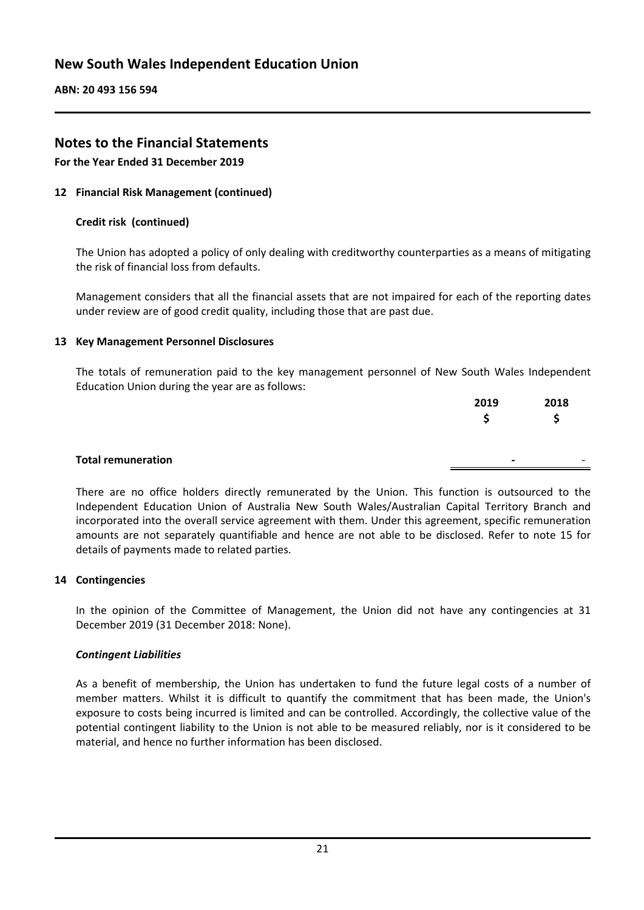## Notes to the Financial Statements

**For the Year Ended 31 December 2019**

### 12 Financial Risk Management (continued)

#### Credit risk (continued)

The Union has adopted a policy of only dealing with creditworthy counterparties as a means of mitigating the risk of financial loss from defaults.

Management considers that all the financial assets that are not impaired for each of the reporting dates under review are of good credit quality, including those that are past due.

### 13 Key Management Personnel Disclosures

The totals of remuneration paid to the key management personnel of New South Wales Independent Education Union during the year are as follows:

| | 2019<br>$ | 2018<br>$ |
|---|---|---|
| **Total remuneration** | **-** | - |

There are no office holders directly remunerated by the Union. This function is outsourced to the Independent Education Union of Australia New South Wales/Australian Capital Territory Branch and incorporated into the overall service agreement with them. Under this agreement, specific remuneration amounts are not separately quantifiable and hence are not able to be disclosed. Refer to note 15 for details of payments made to related parties.

### 14 Contingencies

In the opinion of the Committee of Management, the Union did not have any contingencies at 31 December 2019 (31 December 2018: None).

***Contingent Liabilities***

As a benefit of membership, the Union has undertaken to fund the future legal costs of a number of member matters. Whilst it is difficult to quantify the commitment that has been made, the Union's exposure to costs being incurred is limited and can be controlled. Accordingly, the collective value of the potential contingent liability to the Union is not able to be measured reliably, nor is it considered to be material, and hence no further information has been disclosed.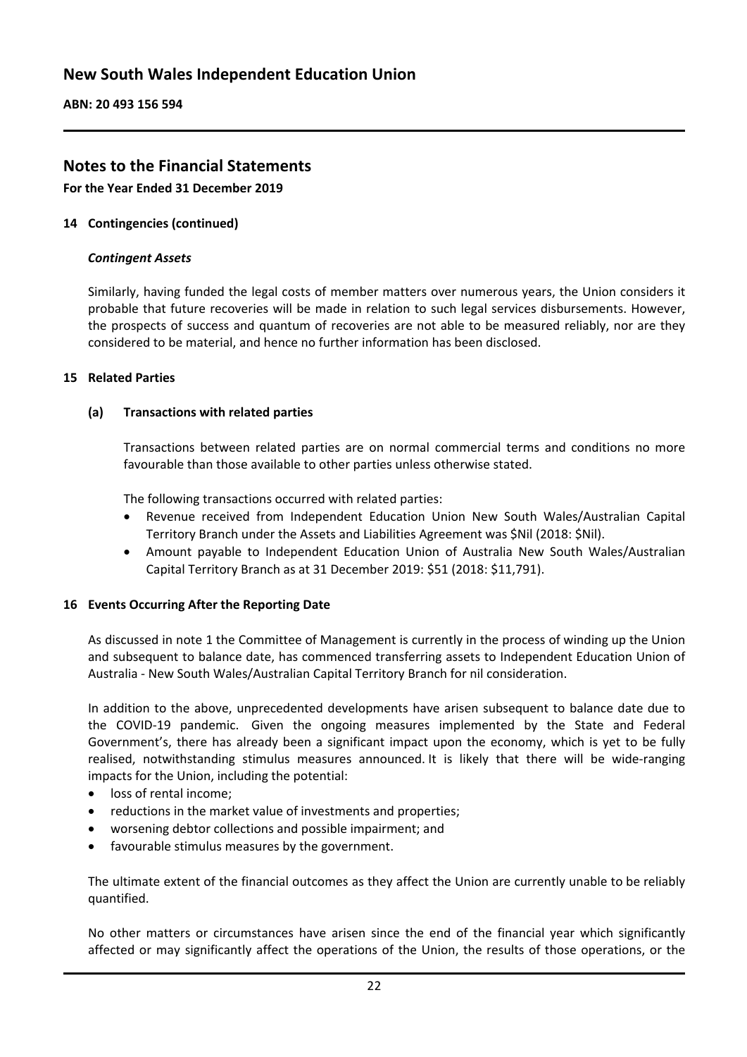## Notes to the Financial Statements

**For the Year Ended 31 December 2019**

### 14 Contingencies (continued)

#### *Contingent Assets*

Similarly, having funded the legal costs of member matters over numerous years, the Union considers it probable that future recoveries will be made in relation to such legal services disbursements. However, the prospects of success and quantum of recoveries are not able to be measured reliably, nor are they considered to be material, and hence no further information has been disclosed.

### 15 Related Parties

#### (a) Transactions with related parties

Transactions between related parties are on normal commercial terms and conditions no more favourable than those available to other parties unless otherwise stated.

The following transactions occurred with related parties:

- Revenue received from Independent Education Union New South Wales/Australian Capital Territory Branch under the Assets and Liabilities Agreement was $Nil (2018: $Nil).
- Amount payable to Independent Education Union of Australia New South Wales/Australian Capital Territory Branch as at 31 December 2019: $51 (2018: $11,791).

### 16 Events Occurring After the Reporting Date

As discussed in note 1 the Committee of Management is currently in the process of winding up the Union and subsequent to balance date, has commenced transferring assets to Independent Education Union of Australia - New South Wales/Australian Capital Territory Branch for nil consideration.

In addition to the above, unprecedented developments have arisen subsequent to balance date due to the COVID-19 pandemic. Given the ongoing measures implemented by the State and Federal Government's, there has already been a significant impact upon the economy, which is yet to be fully realised, notwithstanding stimulus measures announced. It is likely that there will be wide-ranging impacts for the Union, including the potential:

- loss of rental income;
- reductions in the market value of investments and properties;
- worsening debtor collections and possible impairment; and
- favourable stimulus measures by the government.

The ultimate extent of the financial outcomes as they affect the Union are currently unable to be reliably quantified.

No other matters or circumstances have arisen since the end of the financial year which significantly affected or may significantly affect the operations of the Union, the results of those operations, or the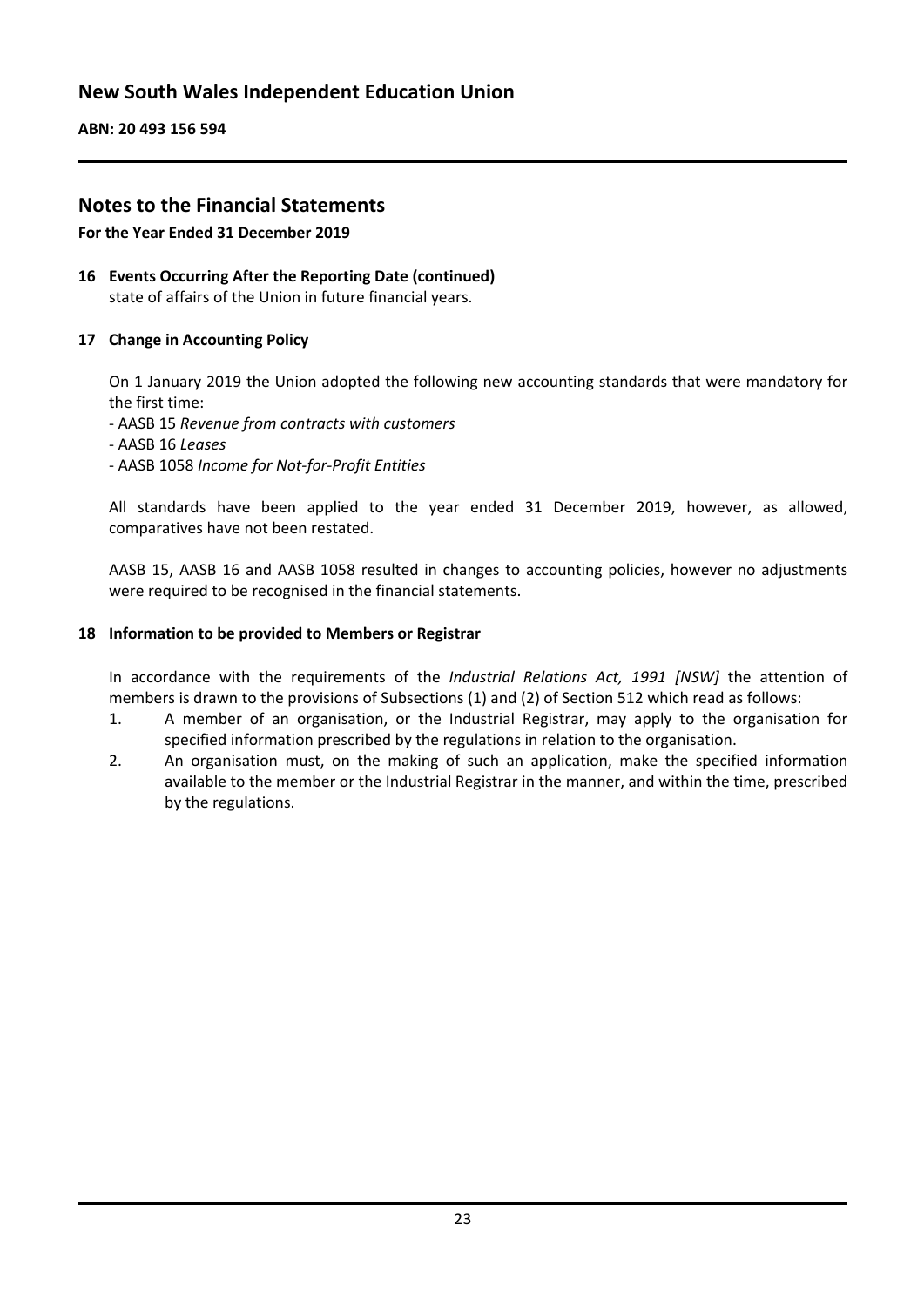## Notes to the Financial Statements

**For the Year Ended 31 December 2019**

### 16 Events Occurring After the Reporting Date (continued)

state of affairs of the Union in future financial years.

### 17 Change in Accounting Policy

On 1 January 2019 the Union adopted the following new accounting standards that were mandatory for the first time:

- AASB 15 *Revenue from contracts with customers*
- AASB 16 *Leases*
- AASB 1058 *Income for Not-for-Profit Entities*

All standards have been applied to the year ended 31 December 2019, however, as allowed, comparatives have not been restated.

AASB 15, AASB 16 and AASB 1058 resulted in changes to accounting policies, however no adjustments were required to be recognised in the financial statements.

### 18 Information to be provided to Members or Registrar

In accordance with the requirements of the *Industrial Relations Act, 1991 [NSW]* the attention of members is drawn to the provisions of Subsections (1) and (2) of Section 512 which read as follows:

1. A member of an organisation, or the Industrial Registrar, may apply to the organisation for specified information prescribed by the regulations in relation to the organisation.
2. An organisation must, on the making of such an application, make the specified information available to the member or the Industrial Registrar in the manner, and within the time, prescribed by the regulations.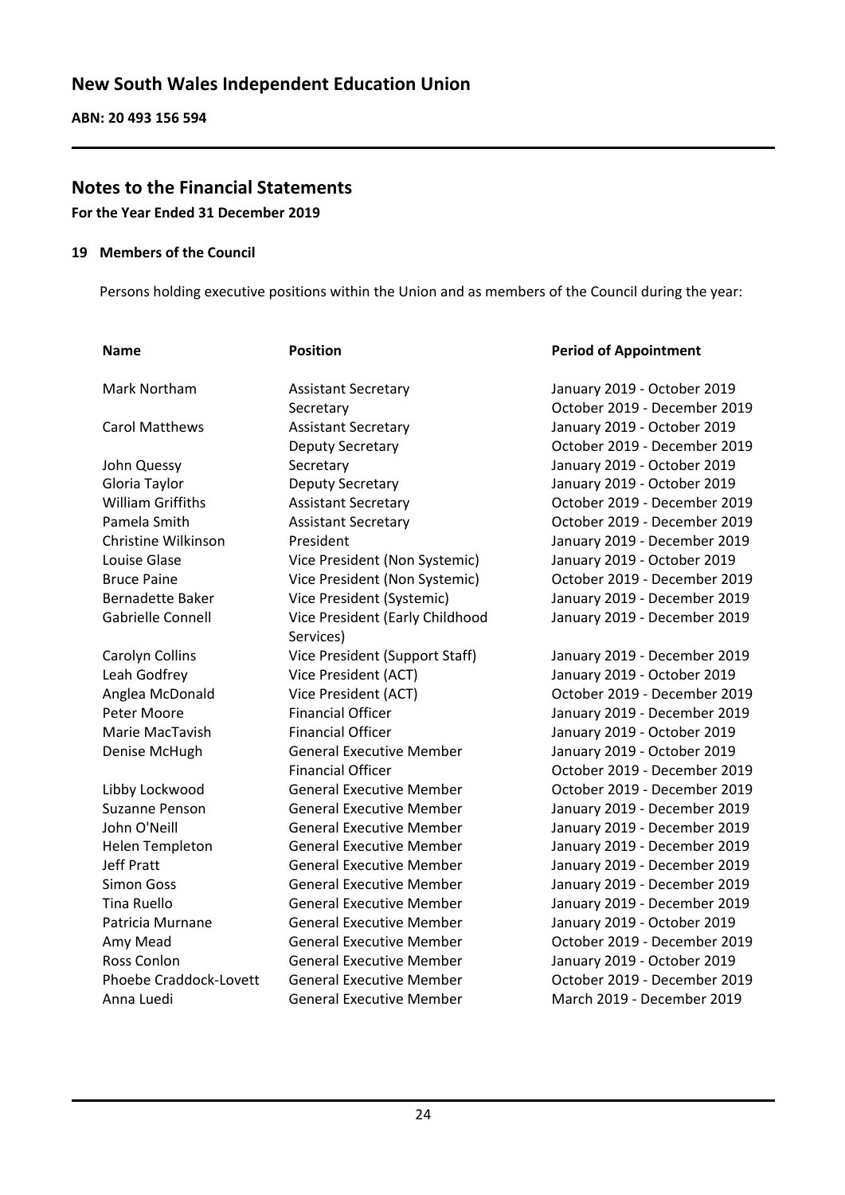# New South Wales Independent Education Union

**ABN: 20 493 156 594**

## Notes to the Financial Statements

**For the Year Ended 31 December 2019**

### 19 Members of the Council

Persons holding executive positions within the Union and as members of the Council during the year:

| Name | Position | Period of Appointment |
| --- | --- | --- |
| Mark Northam | Assistant Secretary | January 2019 - October 2019 |
| | Secretary | October 2019 - December 2019 |
| Carol Matthews | Assistant Secretary | January 2019 - October 2019 |
| | Deputy Secretary | October 2019 - December 2019 |
| John Quessy | Secretary | January 2019 - October 2019 |
| Gloria Taylor | Deputy Secretary | January 2019 - October 2019 |
| William Griffiths | Assistant Secretary | October 2019 - December 2019 |
| Pamela Smith | Assistant Secretary | October 2019 - December 2019 |
| Christine Wilkinson | President | January 2019 - December 2019 |
| Louise Glase | Vice President (Non Systemic) | January 2019 - October 2019 |
| Bruce Paine | Vice President (Non Systemic) | October 2019 - December 2019 |
| Bernadette Baker | Vice President (Systemic) | January 2019 - December 2019 |
| Gabrielle Connell | Vice President (Early Childhood Services) | January 2019 - December 2019 |
| Carolyn Collins | Vice President (Support Staff) | January 2019 - December 2019 |
| Leah Godfrey | Vice President (ACT) | January 2019 - October 2019 |
| Anglea McDonald | Vice President (ACT) | October 2019 - December 2019 |
| Peter Moore | Financial Officer | January 2019 - December 2019 |
| Marie MacTavish | Financial Officer | January 2019 - October 2019 |
| Denise McHugh | General Executive Member | January 2019 - October 2019 |
| | Financial Officer | October 2019 - December 2019 |
| Libby Lockwood | General Executive Member | October 2019 - December 2019 |
| Suzanne Penson | General Executive Member | January 2019 - December 2019 |
| John O'Neill | General Executive Member | January 2019 - December 2019 |
| Helen Templeton | General Executive Member | January 2019 - December 2019 |
| Jeff Pratt | General Executive Member | January 2019 - December 2019 |
| Simon Goss | General Executive Member | January 2019 - December 2019 |
| Tina Ruello | General Executive Member | January 2019 - December 2019 |
| Patricia Murnane | General Executive Member | January 2019 - October 2019 |
| Amy Mead | General Executive Member | October 2019 - December 2019 |
| Ross Conlon | General Executive Member | January 2019 - October 2019 |
| Phoebe Craddock-Lovett | General Executive Member | October 2019 - December 2019 |
| Anna Luedi | General Executive Member | March 2019 - December 2019 |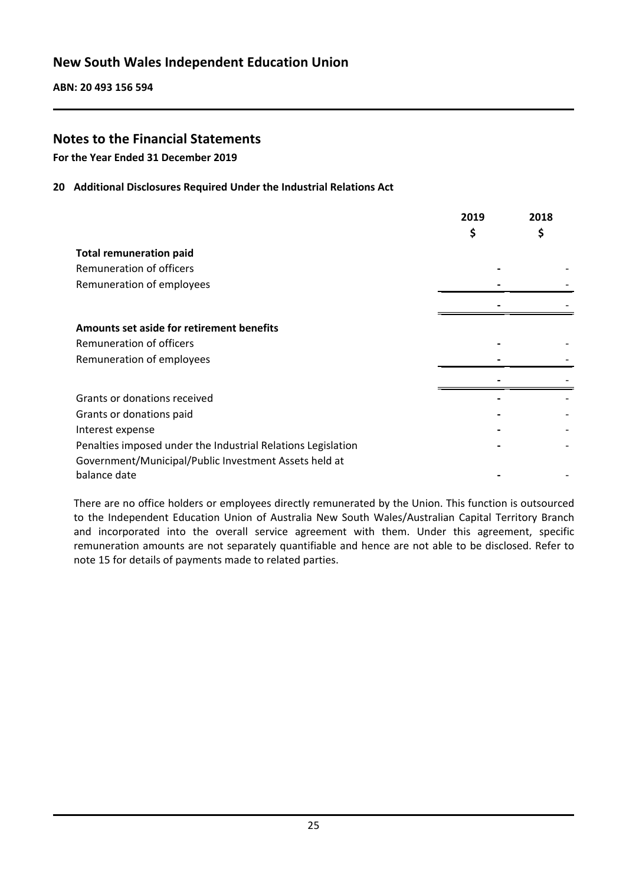## Notes to the Financial Statements

**For the Year Ended 31 December 2019**

### 20 Additional Disclosures Required Under the Industrial Relations Act

| | 2019<br>$ | 2018<br>$ |
|---|---|---|
| **Total remuneration paid** | | |
| Remuneration of officers | - | - |
| Remuneration of employees | - | - |
| | - | - |
| **Amounts set aside for retirement benefits** | | |
| Remuneration of officers | - | - |
| Remuneration of employees | - | - |
| | - | - |
| Grants or donations received | - | - |
| Grants or donations paid | - | - |
| Interest expense | - | - |
| Penalties imposed under the Industrial Relations Legislation | - | - |
| Government/Municipal/Public Investment Assets held at balance date | - | - |

There are no office holders or employees directly remunerated by the Union. This function is outsourced to the Independent Education Union of Australia New South Wales/Australian Capital Territory Branch and incorporated into the overall service agreement with them. Under this agreement, specific remuneration amounts are not separately quantifiable and hence are not able to be disclosed. Refer to note 15 for details of payments made to related parties.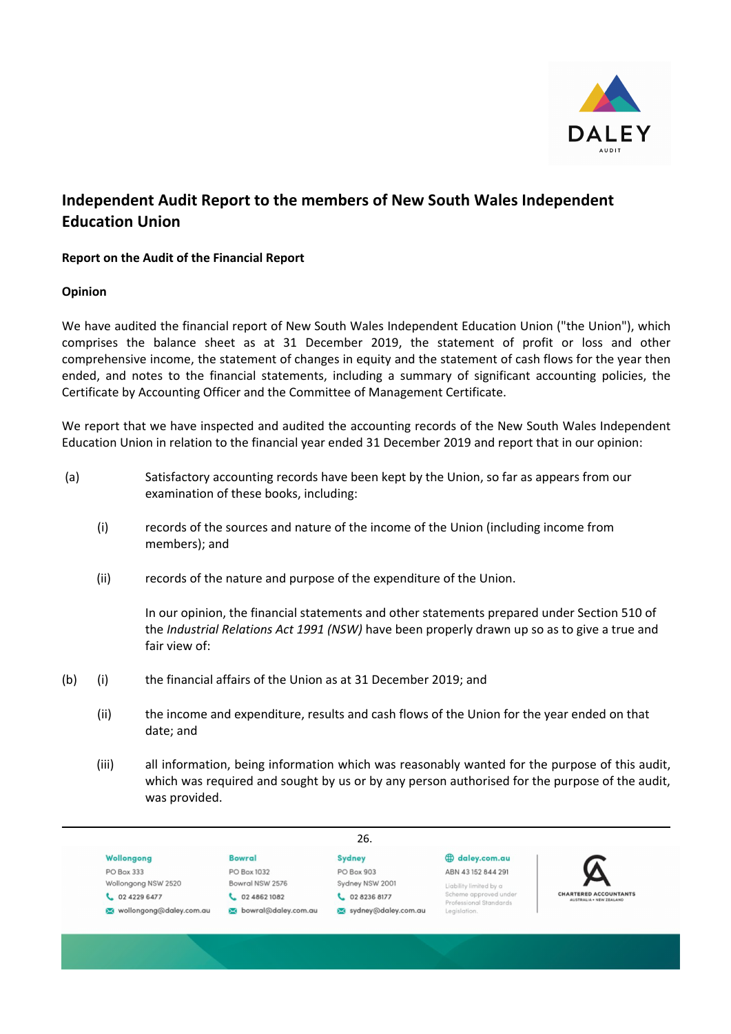# Independent Audit Report to the members of New South Wales Independent Education Union

**Report on the Audit of the Financial Report**

**Opinion**

We have audited the financial report of New South Wales Independent Education Union ("the Union"), which comprises the balance sheet as at 31 December 2019, the statement of profit or loss and other comprehensive income, the statement of changes in equity and the statement of cash flows for the year then ended, and notes to the financial statements, including a summary of significant accounting policies, the Certificate by Accounting Officer and the Committee of Management Certificate.

We report that we have inspected and audited the accounting records of the New South Wales Independent Education Union in relation to the financial year ended 31 December 2019 and report that in our opinion:

(a) Satisfactory accounting records have been kept by the Union, so far as appears from our examination of these books, including:

- (i) records of the sources and nature of the income of the Union (including income from members); and

- (ii) records of the nature and purpose of the expenditure of the Union.

In our opinion, the financial statements and other statements prepared under Section 510 of the *Industrial Relations Act 1991 (NSW)* have been properly drawn up so as to give a true and fair view of:

(b)
- (i) the financial affairs of the Union as at 31 December 2019; and

- (ii) the income and expenditure, results and cash flows of the Union for the year ended on that date; and

- (iii) all information, being information which was reasonably wanted for the purpose of this audit, which was required and sought by us or by any person authorised for the purpose of the audit, was provided.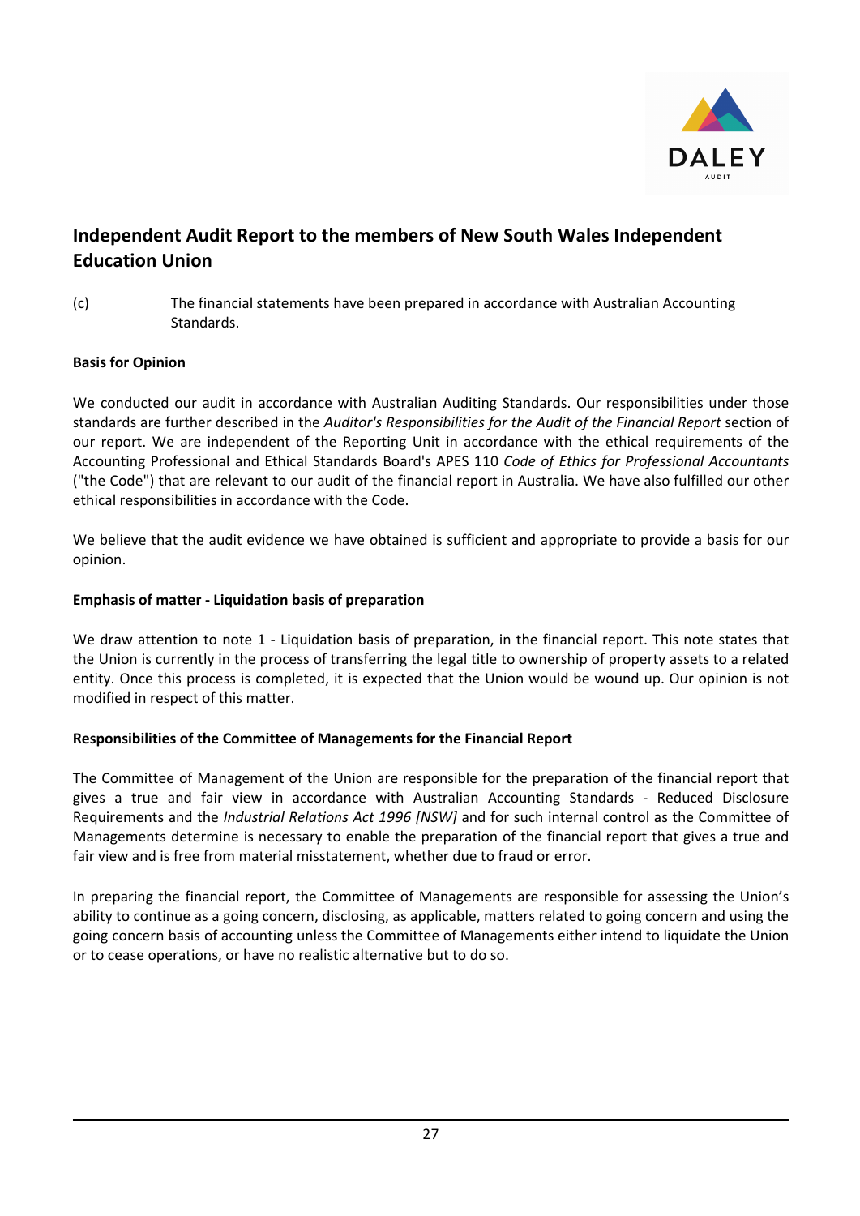# Independent Audit Report to the members of New South Wales Independent Education Union

(c) The financial statements have been prepared in accordance with Australian Accounting Standards.

**Basis for Opinion**

We conducted our audit in accordance with Australian Auditing Standards. Our responsibilities under those standards are further described in the *Auditor's Responsibilities for the Audit of the Financial Report* section of our report. We are independent of the Reporting Unit in accordance with the ethical requirements of the Accounting Professional and Ethical Standards Board's APES 110 *Code of Ethics for Professional Accountants* ("the Code") that are relevant to our audit of the financial report in Australia. We have also fulfilled our other ethical responsibilities in accordance with the Code.

We believe that the audit evidence we have obtained is sufficient and appropriate to provide a basis for our opinion.

**Emphasis of matter - Liquidation basis of preparation**

We draw attention to note 1 - Liquidation basis of preparation, in the financial report. This note states that the Union is currently in the process of transferring the legal title to ownership of property assets to a related entity. Once this process is completed, it is expected that the Union would be wound up. Our opinion is not modified in respect of this matter.

**Responsibilities of the Committee of Managements for the Financial Report**

The Committee of Management of the Union are responsible for the preparation of the financial report that gives a true and fair view in accordance with Australian Accounting Standards - Reduced Disclosure Requirements and the *Industrial Relations Act 1996 [NSW]* and for such internal control as the Committee of Managements determine is necessary to enable the preparation of the financial report that gives a true and fair view and is free from material misstatement, whether due to fraud or error.

In preparing the financial report, the Committee of Managements are responsible for assessing the Union's ability to continue as a going concern, disclosing, as applicable, matters related to going concern and using the going concern basis of accounting unless the Committee of Managements either intend to liquidate the Union or to cease operations, or have no realistic alternative but to do so.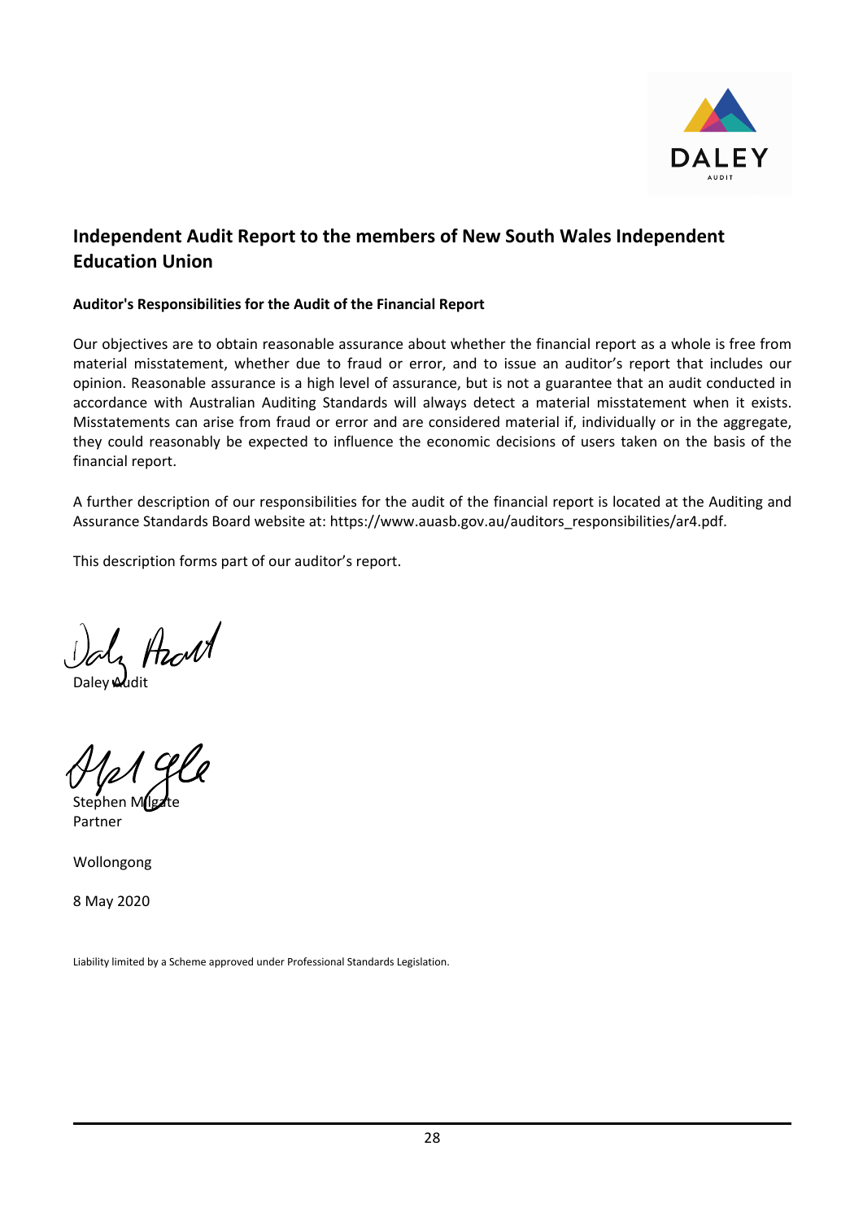DALEY

AUDIT

# Independent Audit Report to the members of New South Wales Independent Education Union

**Auditor's Responsibilities for the Audit of the Financial Report**

Our objectives are to obtain reasonable assurance about whether the financial report as a whole is free from material misstatement, whether due to fraud or error, and to issue an auditor's report that includes our opinion. Reasonable assurance is a high level of assurance, but is not a guarantee that an audit conducted in accordance with Australian Auditing Standards will always detect a material misstatement when it exists. Misstatements can arise from fraud or error and are considered material if, individually or in the aggregate, they could reasonably be expected to influence the economic decisions of users taken on the basis of the financial report.

A further description of our responsibilities for the audit of the financial report is located at the Auditing and Assurance Standards Board website at: https://www.auasb.gov.au/auditors_responsibilities/ar4.pdf.

This description forms part of our auditor's report.

Daley Audit

Stephen Milgate
Partner

Wollongong

8 May 2020

Liability limited by a Scheme approved under Professional Standards Legislation.